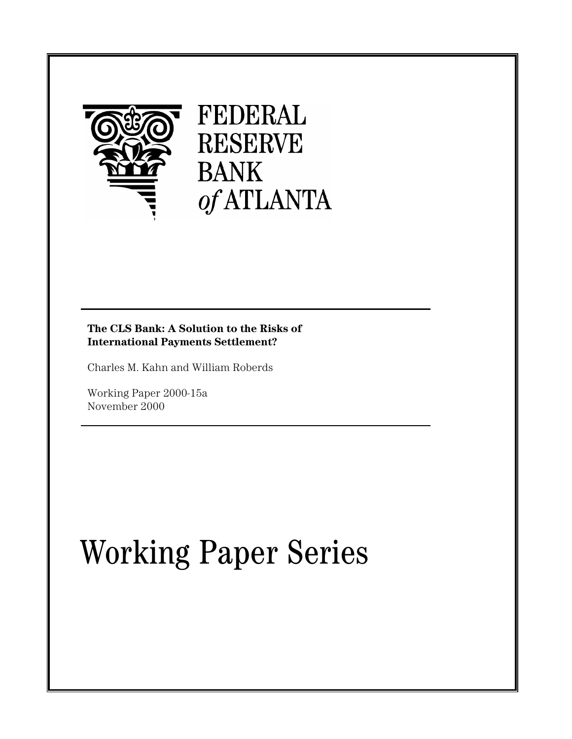FEDERAL
RESERVE
BANK
*of* ATLANTA

**The CLS Bank: A Solution to the Risks of International Payments Settlement?**

Charles M. Kahn and William Roberds

Working Paper 2000-15a
November 2000

# Working Paper Series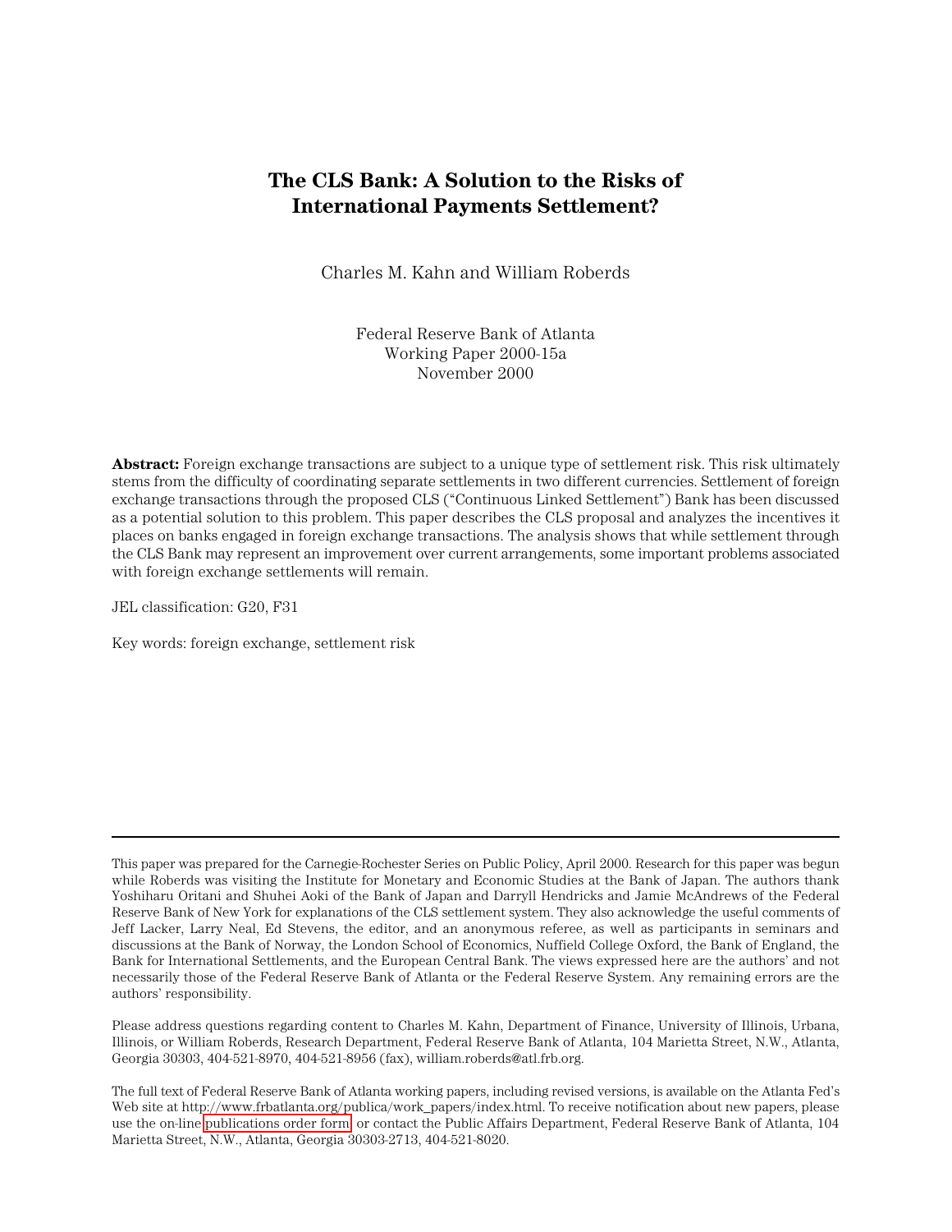# The CLS Bank: A Solution to the Risks of International Payments Settlement?

Charles M. Kahn and William Roberds

Federal Reserve Bank of Atlanta
Working Paper 2000-15a
November 2000

**Abstract:** Foreign exchange transactions are subject to a unique type of settlement risk. This risk ultimately stems from the difficulty of coordinating separate settlements in two different currencies. Settlement of foreign exchange transactions through the proposed CLS ("Continuous Linked Settlement") Bank has been discussed as a potential solution to this problem. This paper describes the CLS proposal and analyzes the incentives it places on banks engaged in foreign exchange transactions. The analysis shows that while settlement through the CLS Bank may represent an improvement over current arrangements, some important problems associated with foreign exchange settlements will remain.

JEL classification: G20, F31

Key words: foreign exchange, settlement risk

---

This paper was prepared for the Carnegie-Rochester Series on Public Policy, April 2000. Research for this paper was begun while Roberds was visiting the Institute for Monetary and Economic Studies at the Bank of Japan. The authors thank Yoshiharu Oritani and Shuhei Aoki of the Bank of Japan and Darryll Hendricks and Jamie McAndrews of the Federal Reserve Bank of New York for explanations of the CLS settlement system. They also acknowledge the useful comments of Jeff Lacker, Larry Neal, Ed Stevens, the editor, and an anonymous referee, as well as participants in seminars and discussions at the Bank of Norway, the London School of Economics, Nuffield College Oxford, the Bank of England, the Bank for International Settlements, and the European Central Bank. The views expressed here are the authors' and not necessarily those of the Federal Reserve Bank of Atlanta or the Federal Reserve System. Any remaining errors are the authors' responsibility.

Please address questions regarding content to Charles M. Kahn, Department of Finance, University of Illinois, Urbana, Illinois, or William Roberds, Research Department, Federal Reserve Bank of Atlanta, 104 Marietta Street, N.W., Atlanta, Georgia 30303, 404-521-8970, 404-521-8956 (fax), william.roberds@atl.frb.org.

The full text of Federal Reserve Bank of Atlanta working papers, including revised versions, is available on the Atlanta Fed's Web site at http://www.frbatlanta.org/publica/work_papers/index.html. To receive notification about new papers, please use the on-line publications order form, or contact the Public Affairs Department, Federal Reserve Bank of Atlanta, 104 Marietta Street, N.W., Atlanta, Georgia 30303-2713, 404-521-8020.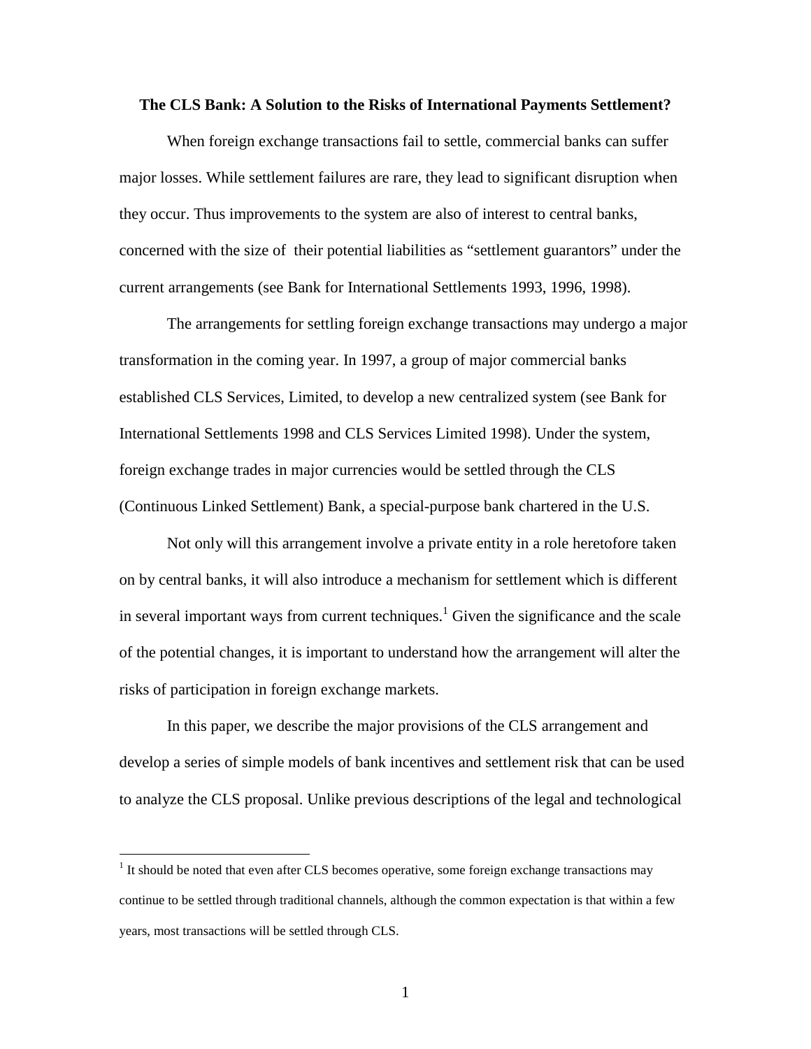**The CLS Bank: A Solution to the Risks of International Payments Settlement?**

When foreign exchange transactions fail to settle, commercial banks can suffer major losses. While settlement failures are rare, they lead to significant disruption when they occur. Thus improvements to the system are also of interest to central banks, concerned with the size of their potential liabilities as "settlement guarantors" under the current arrangements (see Bank for International Settlements 1993, 1996, 1998).

The arrangements for settling foreign exchange transactions may undergo a major transformation in the coming year. In 1997, a group of major commercial banks established CLS Services, Limited, to develop a new centralized system (see Bank for International Settlements 1998 and CLS Services Limited 1998). Under the system, foreign exchange trades in major currencies would be settled through the CLS (Continuous Linked Settlement) Bank, a special-purpose bank chartered in the U.S.

Not only will this arrangement involve a private entity in a role heretofore taken on by central banks, it will also introduce a mechanism for settlement which is different in several important ways from current techniques.[1] Given the significance and the scale of the potential changes, it is important to understand how the arrangement will alter the risks of participation in foreign exchange markets.

In this paper, we describe the major provisions of the CLS arrangement and develop a series of simple models of bank incentives and settlement risk that can be used to analyze the CLS proposal. Unlike previous descriptions of the legal and technological

[1] It should be noted that even after CLS becomes operative, some foreign exchange transactions may continue to be settled through traditional channels, although the common expectation is that within a few years, most transactions will be settled through CLS.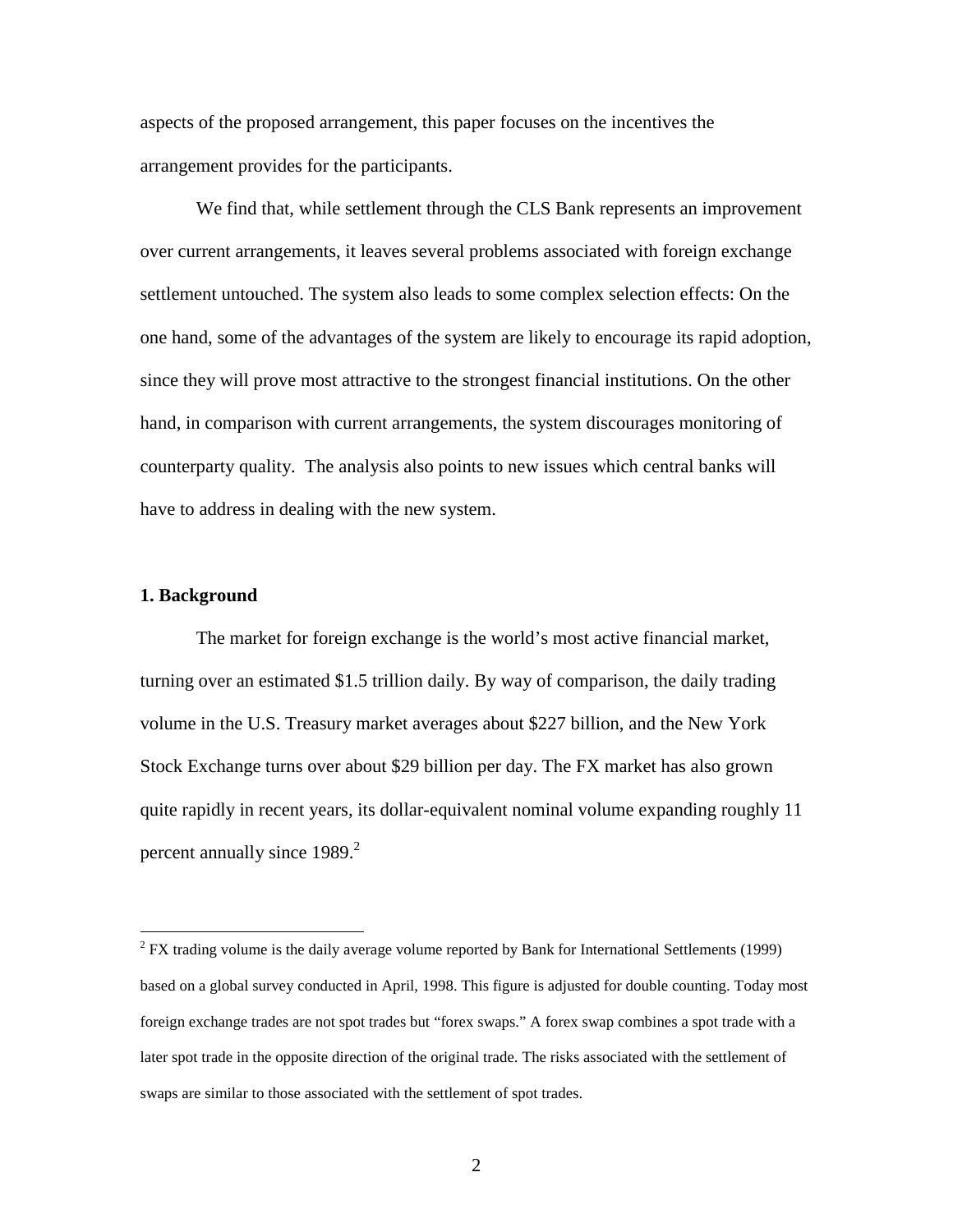aspects of the proposed arrangement, this paper focuses on the incentives the arrangement provides for the participants.

We find that, while settlement through the CLS Bank represents an improvement over current arrangements, it leaves several problems associated with foreign exchange settlement untouched. The system also leads to some complex selection effects: On the one hand, some of the advantages of the system are likely to encourage its rapid adoption, since they will prove most attractive to the strongest financial institutions. On the other hand, in comparison with current arrangements, the system discourages monitoring of counterparty quality. The analysis also points to new issues which central banks will have to address in dealing with the new system.

## 1. Background

The market for foreign exchange is the world's most active financial market, turning over an estimated $1.5 trillion daily. By way of comparison, the daily trading volume in the U.S. Treasury market averages about $227 billion, and the New York Stock Exchange turns over about $29 billion per day. The FX market has also grown quite rapidly in recent years, its dollar-equivalent nominal volume expanding roughly 11 percent annually since 1989.[2]

---

[2] FX trading volume is the daily average volume reported by Bank for International Settlements (1999) based on a global survey conducted in April, 1998. This figure is adjusted for double counting. Today most foreign exchange trades are not spot trades but "forex swaps." A forex swap combines a spot trade with a later spot trade in the opposite direction of the original trade. The risks associated with the settlement of swaps are similar to those associated with the settlement of spot trades.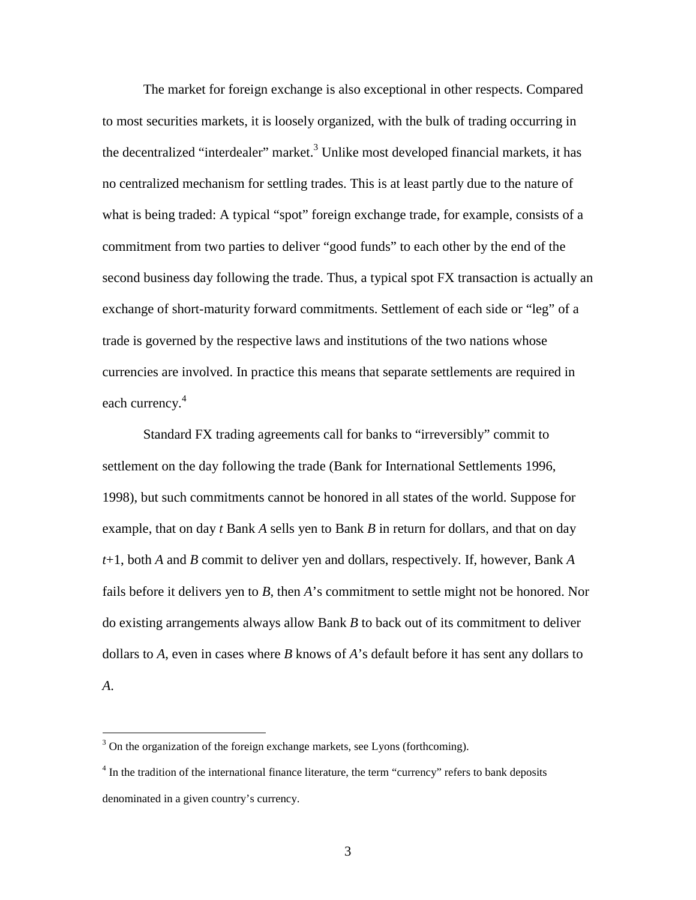The market for foreign exchange is also exceptional in other respects. Compared to most securities markets, it is loosely organized, with the bulk of trading occurring in the decentralized "interdealer" market.[3] Unlike most developed financial markets, it has no centralized mechanism for settling trades. This is at least partly due to the nature of what is being traded: A typical "spot" foreign exchange trade, for example, consists of a commitment from two parties to deliver "good funds" to each other by the end of the second business day following the trade. Thus, a typical spot FX transaction is actually an exchange of short-maturity forward commitments. Settlement of each side or "leg" of a trade is governed by the respective laws and institutions of the two nations whose currencies are involved. In practice this means that separate settlements are required in each currency.[4]

Standard FX trading agreements call for banks to "irreversibly" commit to settlement on the day following the trade (Bank for International Settlements 1996, 1998), but such commitments cannot be honored in all states of the world. Suppose for example, that on day $t$ Bank *A* sells yen to Bank *B* in return for dollars, and that on day $t$+1, both *A* and *B* commit to deliver yen and dollars, respectively. If, however, Bank *A* fails before it delivers yen to *B*, then *A*'s commitment to settle might not be honored. Nor do existing arrangements always allow Bank *B* to back out of its commitment to deliver dollars to *A*, even in cases where *B* knows of *A*'s default before it has sent any dollars to *A*.

---

[3] On the organization of the foreign exchange markets, see Lyons (forthcoming).

[4] In the tradition of the international finance literature, the term "currency" refers to bank deposits denominated in a given country's currency.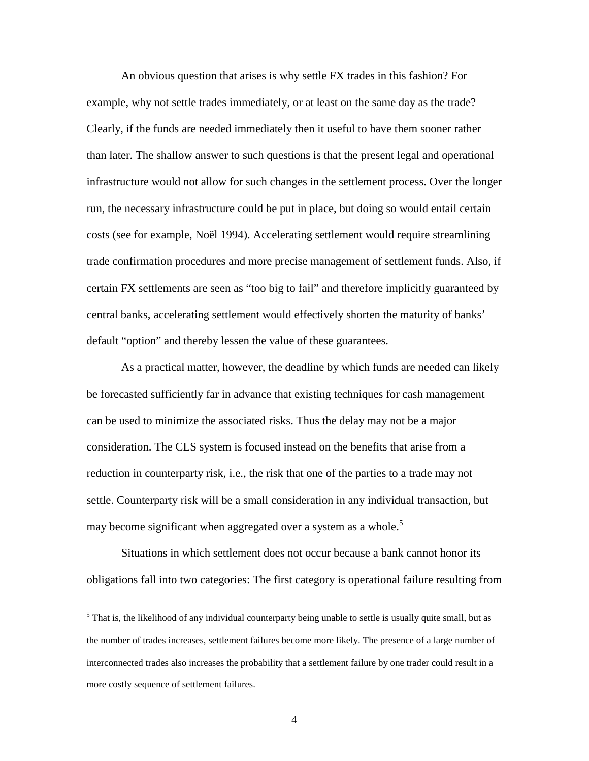An obvious question that arises is why settle FX trades in this fashion? For example, why not settle trades immediately, or at least on the same day as the trade? Clearly, if the funds are needed immediately then it useful to have them sooner rather than later. The shallow answer to such questions is that the present legal and operational infrastructure would not allow for such changes in the settlement process. Over the longer run, the necessary infrastructure could be put in place, but doing so would entail certain costs (see for example, Noël 1994). Accelerating settlement would require streamlining trade confirmation procedures and more precise management of settlement funds. Also, if certain FX settlements are seen as "too big to fail" and therefore implicitly guaranteed by central banks, accelerating settlement would effectively shorten the maturity of banks' default "option" and thereby lessen the value of these guarantees.

As a practical matter, however, the deadline by which funds are needed can likely be forecasted sufficiently far in advance that existing techniques for cash management can be used to minimize the associated risks. Thus the delay may not be a major consideration. The CLS system is focused instead on the benefits that arise from a reduction in counterparty risk, i.e., the risk that one of the parties to a trade may not settle. Counterparty risk will be a small consideration in any individual transaction, but may become significant when aggregated over a system as a whole.[5]

Situations in which settlement does not occur because a bank cannot honor its obligations fall into two categories: The first category is operational failure resulting from

[5] That is, the likelihood of any individual counterparty being unable to settle is usually quite small, but as the number of trades increases, settlement failures become more likely. The presence of a large number of interconnected trades also increases the probability that a settlement failure by one trader could result in a more costly sequence of settlement failures.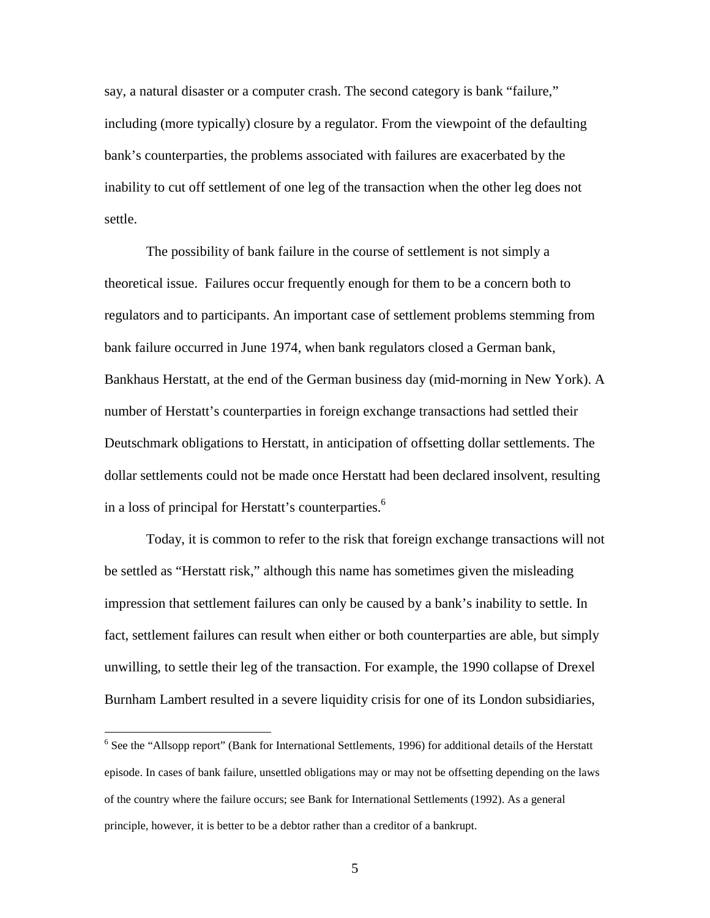say, a natural disaster or a computer crash. The second category is bank "failure," including (more typically) closure by a regulator. From the viewpoint of the defaulting bank's counterparties, the problems associated with failures are exacerbated by the inability to cut off settlement of one leg of the transaction when the other leg does not settle.

The possibility of bank failure in the course of settlement is not simply a theoretical issue. Failures occur frequently enough for them to be a concern both to regulators and to participants. An important case of settlement problems stemming from bank failure occurred in June 1974, when bank regulators closed a German bank, Bankhaus Herstatt, at the end of the German business day (mid-morning in New York). A number of Herstatt's counterparties in foreign exchange transactions had settled their Deutschmark obligations to Herstatt, in anticipation of offsetting dollar settlements. The dollar settlements could not be made once Herstatt had been declared insolvent, resulting in a loss of principal for Herstatt's counterparties.[6]

Today, it is common to refer to the risk that foreign exchange transactions will not be settled as "Herstatt risk," although this name has sometimes given the misleading impression that settlement failures can only be caused by a bank's inability to settle. In fact, settlement failures can result when either or both counterparties are able, but simply unwilling, to settle their leg of the transaction. For example, the 1990 collapse of Drexel Burnham Lambert resulted in a severe liquidity crisis for one of its London subsidiaries,

---

[6] See the "Allsopp report" (Bank for International Settlements, 1996) for additional details of the Herstatt episode. In cases of bank failure, unsettled obligations may or may not be offsetting depending on the laws of the country where the failure occurs; see Bank for International Settlements (1992). As a general principle, however, it is better to be a debtor rather than a creditor of a bankrupt.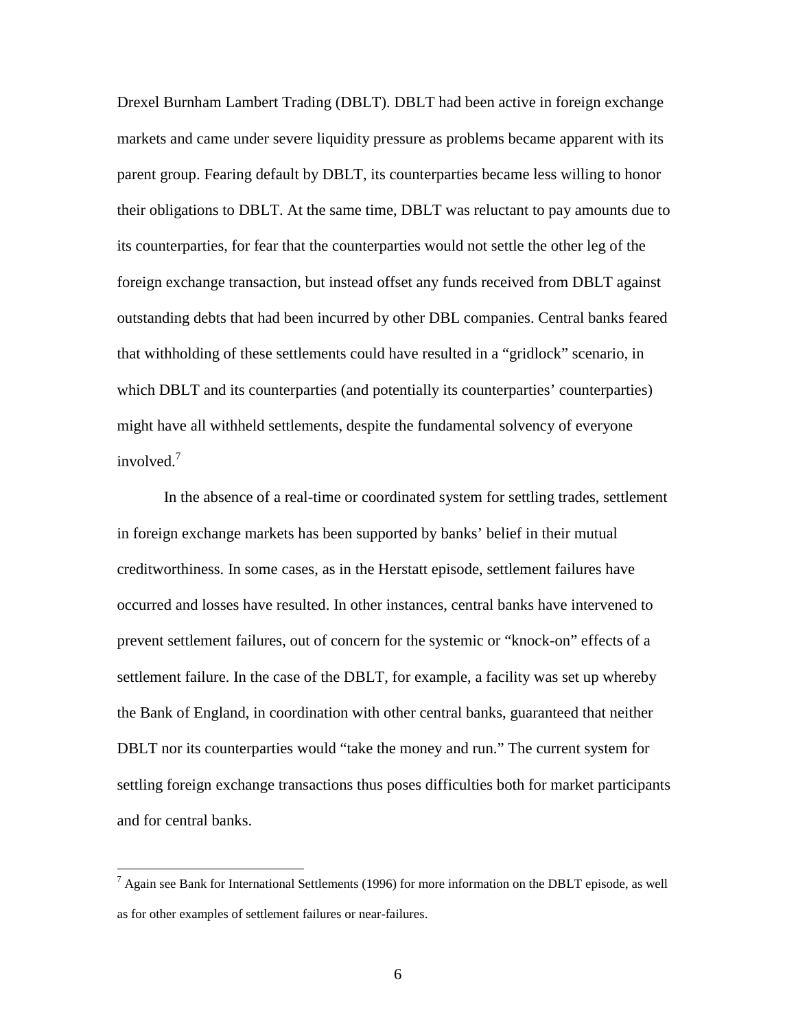Drexel Burnham Lambert Trading (DBLT). DBLT had been active in foreign exchange markets and came under severe liquidity pressure as problems became apparent with its parent group. Fearing default by DBLT, its counterparties became less willing to honor their obligations to DBLT. At the same time, DBLT was reluctant to pay amounts due to its counterparties, for fear that the counterparties would not settle the other leg of the foreign exchange transaction, but instead offset any funds received from DBLT against outstanding debts that had been incurred by other DBL companies. Central banks feared that withholding of these settlements could have resulted in a "gridlock" scenario, in which DBLT and its counterparties (and potentially its counterparties' counterparties) might have all withheld settlements, despite the fundamental solvency of everyone involved.[7]

In the absence of a real-time or coordinated system for settling trades, settlement in foreign exchange markets has been supported by banks' belief in their mutual creditworthiness. In some cases, as in the Herstatt episode, settlement failures have occurred and losses have resulted. In other instances, central banks have intervened to prevent settlement failures, out of concern for the systemic or "knock-on" effects of a settlement failure. In the case of the DBLT, for example, a facility was set up whereby the Bank of England, in coordination with other central banks, guaranteed that neither DBLT nor its counterparties would "take the money and run." The current system for settling foreign exchange transactions thus poses difficulties both for market participants and for central banks.

[7] Again see Bank for International Settlements (1996) for more information on the DBLT episode, as well as for other examples of settlement failures or near-failures.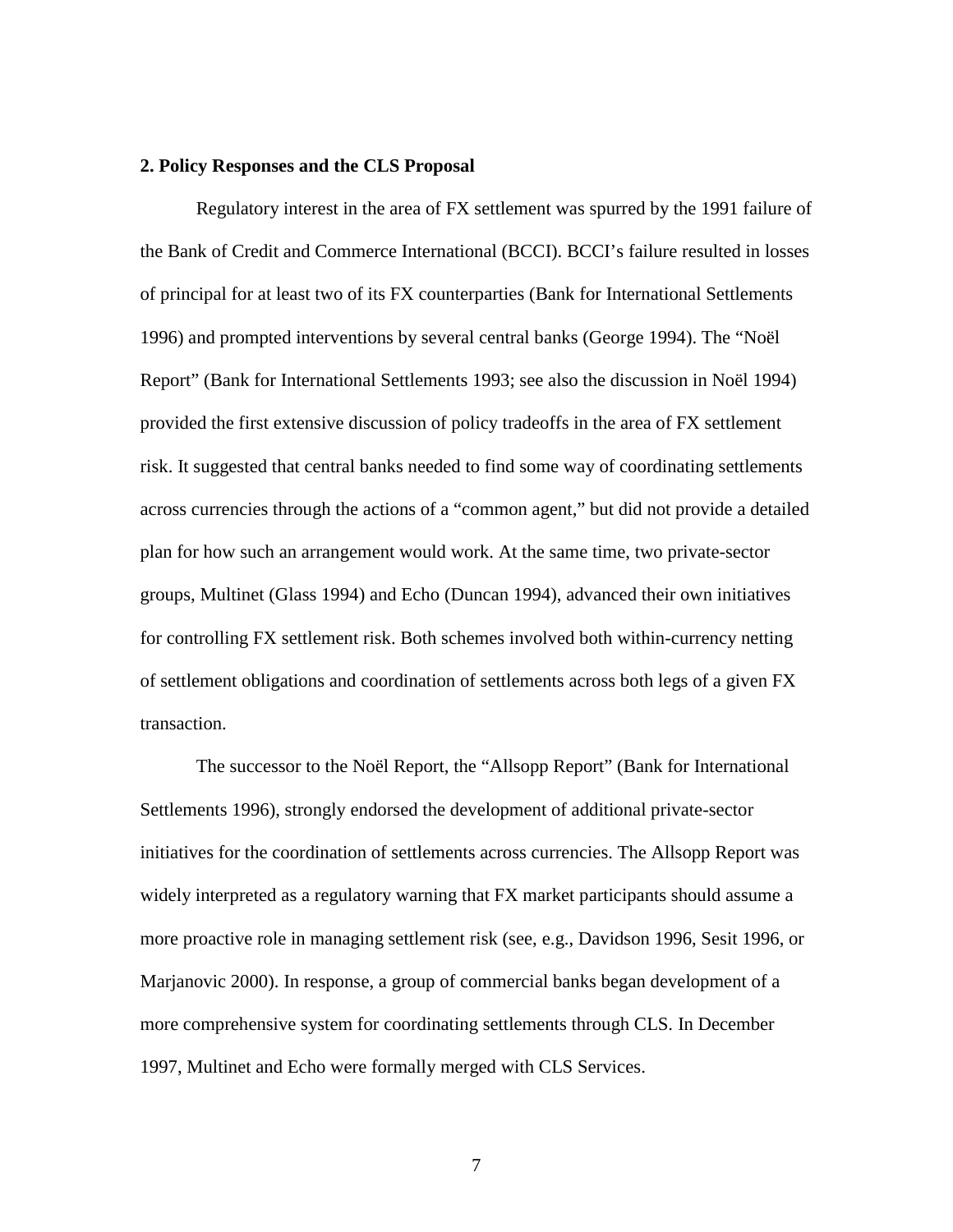## 2. Policy Responses and the CLS Proposal

Regulatory interest in the area of FX settlement was spurred by the 1991 failure of the Bank of Credit and Commerce International (BCCI). BCCI's failure resulted in losses of principal for at least two of its FX counterparties (Bank for International Settlements 1996) and prompted interventions by several central banks (George 1994). The "Noël Report" (Bank for International Settlements 1993; see also the discussion in Noël 1994) provided the first extensive discussion of policy tradeoffs in the area of FX settlement risk. It suggested that central banks needed to find some way of coordinating settlements across currencies through the actions of a "common agent," but did not provide a detailed plan for how such an arrangement would work. At the same time, two private-sector groups, Multinet (Glass 1994) and Echo (Duncan 1994), advanced their own initiatives for controlling FX settlement risk. Both schemes involved both within-currency netting of settlement obligations and coordination of settlements across both legs of a given FX transaction.

The successor to the Noël Report, the "Allsopp Report" (Bank for International Settlements 1996), strongly endorsed the development of additional private-sector initiatives for the coordination of settlements across currencies. The Allsopp Report was widely interpreted as a regulatory warning that FX market participants should assume a more proactive role in managing settlement risk (see, e.g., Davidson 1996, Sesit 1996, or Marjanovic 2000). In response, a group of commercial banks began development of a more comprehensive system for coordinating settlements through CLS. In December 1997, Multinet and Echo were formally merged with CLS Services.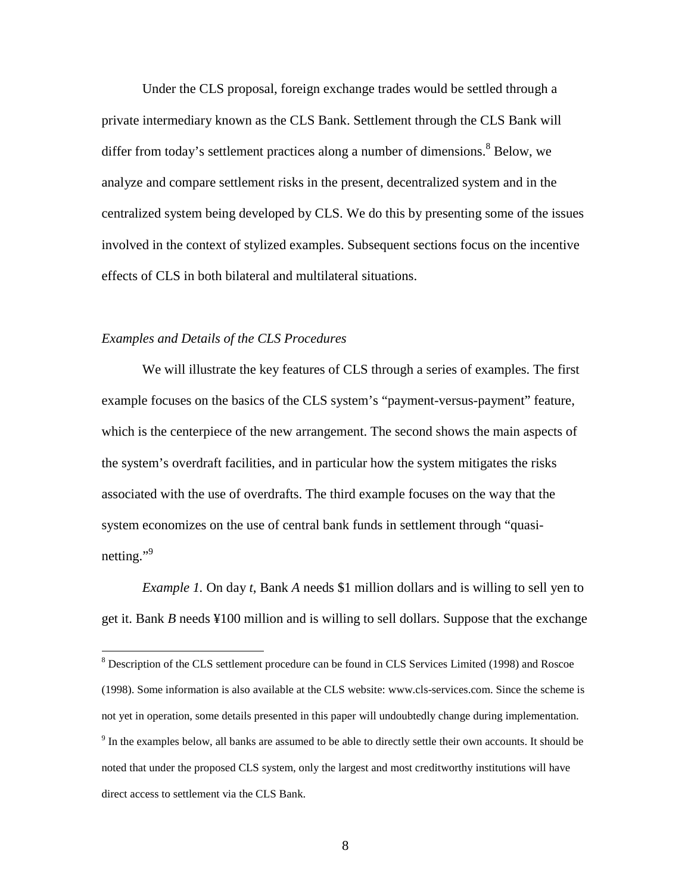Under the CLS proposal, foreign exchange trades would be settled through a private intermediary known as the CLS Bank. Settlement through the CLS Bank will differ from today's settlement practices along a number of dimensions.[8] Below, we analyze and compare settlement risks in the present, decentralized system and in the centralized system being developed by CLS. We do this by presenting some of the issues involved in the context of stylized examples. Subsequent sections focus on the incentive effects of CLS in both bilateral and multilateral situations.

### *Examples and Details of the CLS Procedures*

We will illustrate the key features of CLS through a series of examples. The first example focuses on the basics of the CLS system's "payment-versus-payment" feature, which is the centerpiece of the new arrangement. The second shows the main aspects of the system's overdraft facilities, and in particular how the system mitigates the risks associated with the use of overdrafts. The third example focuses on the way that the system economizes on the use of central bank funds in settlement through "quasi-netting."[9]

*Example 1.* On day *t*, Bank *A* needs \$1 million dollars and is willing to sell yen to get it. Bank *B* needs ¥100 million and is willing to sell dollars. Suppose that the exchange

---

[8] Description of the CLS settlement procedure can be found in CLS Services Limited (1998) and Roscoe (1998). Some information is also available at the CLS website: www.cls-services.com. Since the scheme is not yet in operation, some details presented in this paper will undoubtedly change during implementation.

[9] In the examples below, all banks are assumed to be able to directly settle their own accounts. It should be noted that under the proposed CLS system, only the largest and most creditworthy institutions will have direct access to settlement via the CLS Bank.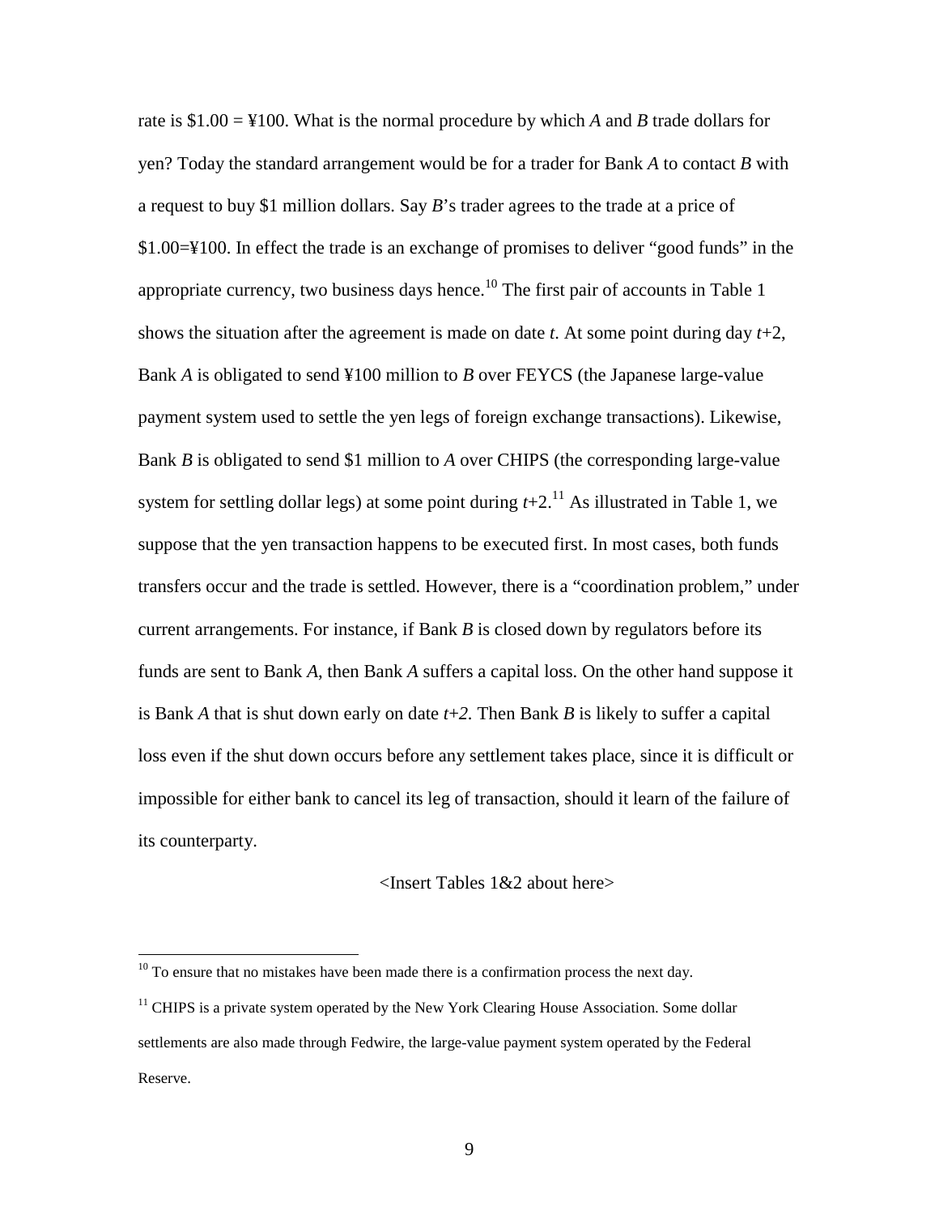rate is \$1.00 = ¥100. What is the normal procedure by which *A* and *B* trade dollars for yen? Today the standard arrangement would be for a trader for Bank *A* to contact *B* with a request to buy \$1 million dollars. Say *B*'s trader agrees to the trade at a price of \$1.00=¥100. In effect the trade is an exchange of promises to deliver "good funds" in the appropriate currency, two business days hence.[10] The first pair of accounts in Table 1 shows the situation after the agreement is made on date *t*. At some point during day *t*+2, Bank *A* is obligated to send ¥100 million to *B* over FEYCS (the Japanese large-value payment system used to settle the yen legs of foreign exchange transactions). Likewise, Bank *B* is obligated to send \$1 million to *A* over CHIPS (the corresponding large-value system for settling dollar legs) at some point during *t*+2.[11] As illustrated in Table 1, we suppose that the yen transaction happens to be executed first. In most cases, both funds transfers occur and the trade is settled. However, there is a "coordination problem," under current arrangements. For instance, if Bank *B* is closed down by regulators before its funds are sent to Bank *A*, then Bank *A* suffers a capital loss. On the other hand suppose it is Bank *A* that is shut down early on date *t*+*2.* Then Bank *B* is likely to suffer a capital loss even if the shut down occurs before any settlement takes place, since it is difficult or impossible for either bank to cancel its leg of transaction, should it learn of the failure of its counterparty.

<Insert Tables 1&2 about here>

[10] To ensure that no mistakes have been made there is a confirmation process the next day.

[11] CHIPS is a private system operated by the New York Clearing House Association. Some dollar settlements are also made through Fedwire, the large-value payment system operated by the Federal Reserve.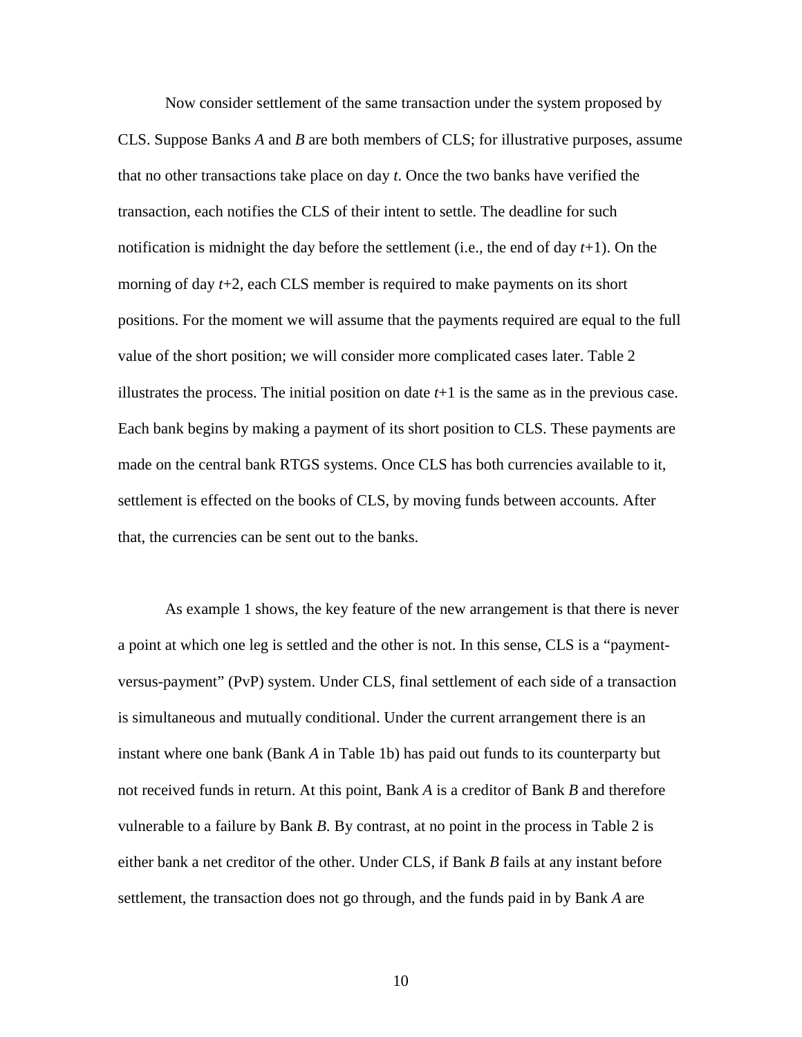Now consider settlement of the same transaction under the system proposed by CLS. Suppose Banks *A* and *B* are both members of CLS; for illustrative purposes, assume that no other transactions take place on day *t*. Once the two banks have verified the transaction, each notifies the CLS of their intent to settle. The deadline for such notification is midnight the day before the settlement (i.e., the end of day *t*+1). On the morning of day *t*+2, each CLS member is required to make payments on its short positions. For the moment we will assume that the payments required are equal to the full value of the short position; we will consider more complicated cases later. Table 2 illustrates the process. The initial position on date *t*+1 is the same as in the previous case. Each bank begins by making a payment of its short position to CLS. These payments are made on the central bank RTGS systems. Once CLS has both currencies available to it, settlement is effected on the books of CLS, by moving funds between accounts. After that, the currencies can be sent out to the banks.

As example 1 shows, the key feature of the new arrangement is that there is never a point at which one leg is settled and the other is not. In this sense, CLS is a "payment-versus-payment" (PvP) system. Under CLS, final settlement of each side of a transaction is simultaneous and mutually conditional. Under the current arrangement there is an instant where one bank (Bank *A* in Table 1b) has paid out funds to its counterparty but not received funds in return. At this point, Bank *A* is a creditor of Bank *B* and therefore vulnerable to a failure by Bank *B.* By contrast, at no point in the process in Table 2 is either bank a net creditor of the other. Under CLS, if Bank *B* fails at any instant before settlement, the transaction does not go through, and the funds paid in by Bank *A* are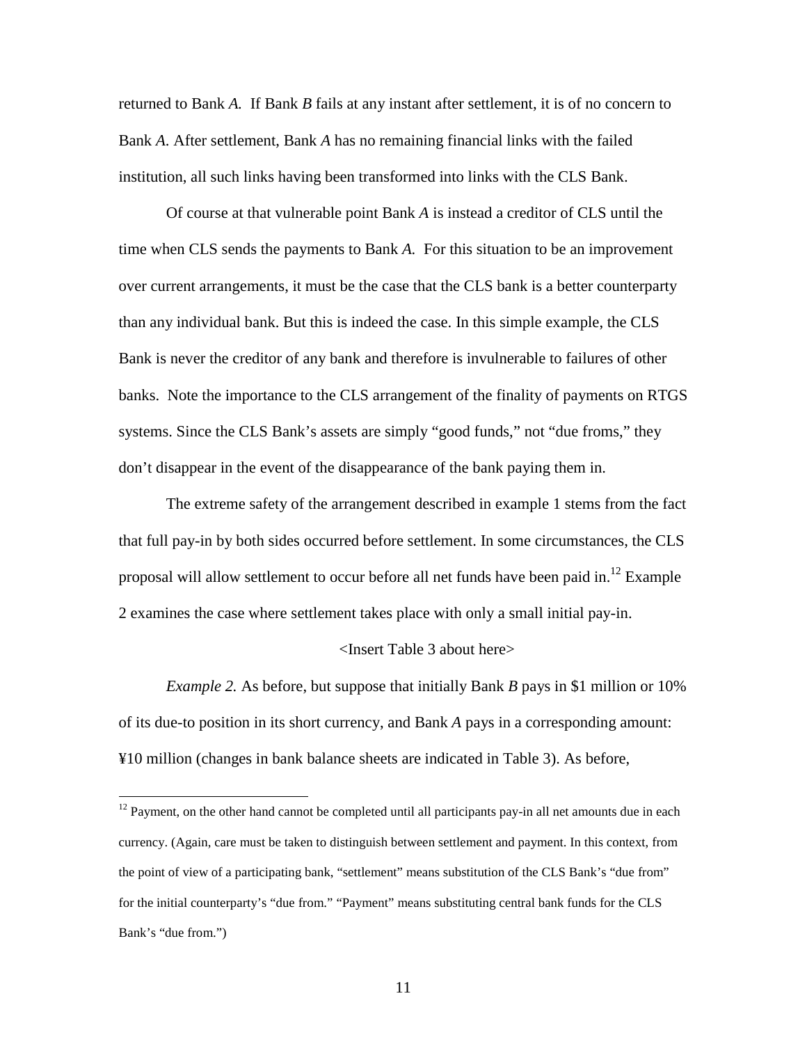returned to Bank *A.* If Bank *B* fails at any instant after settlement, it is of no concern to Bank *A.* After settlement, Bank *A* has no remaining financial links with the failed institution, all such links having been transformed into links with the CLS Bank.

Of course at that vulnerable point Bank *A* is instead a creditor of CLS until the time when CLS sends the payments to Bank *A.* For this situation to be an improvement over current arrangements, it must be the case that the CLS bank is a better counterparty than any individual bank. But this is indeed the case. In this simple example, the CLS Bank is never the creditor of any bank and therefore is invulnerable to failures of other banks. Note the importance to the CLS arrangement of the finality of payments on RTGS systems. Since the CLS Bank's assets are simply "good funds," not "due froms," they don't disappear in the event of the disappearance of the bank paying them in.

The extreme safety of the arrangement described in example 1 stems from the fact that full pay-in by both sides occurred before settlement. In some circumstances, the CLS proposal will allow settlement to occur before all net funds have been paid in.[12] Example 2 examines the case where settlement takes place with only a small initial pay-in.

<Insert Table 3 about here>

*Example 2.* As before, but suppose that initially Bank *B* pays in $1 million or 10% of its due-to position in its short currency, and Bank *A* pays in a corresponding amount: ¥10 million (changes in bank balance sheets are indicated in Table 3). As before,

[12] Payment, on the other hand cannot be completed until all participants pay-in all net amounts due in each currency. (Again, care must be taken to distinguish between settlement and payment. In this context, from the point of view of a participating bank, "settlement" means substitution of the CLS Bank's "due from" for the initial counterparty's "due from." "Payment" means substituting central bank funds for the CLS Bank's "due from.")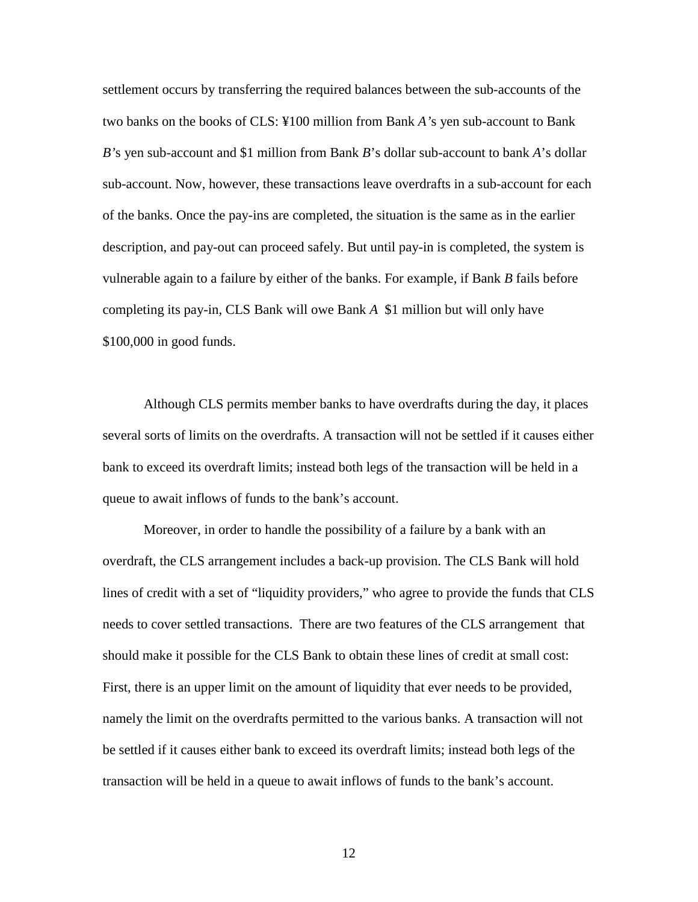settlement occurs by transferring the required balances between the sub-accounts of the two banks on the books of CLS: ¥100 million from Bank *A'*s yen sub-account to Bank *B*'s yen sub-account and $1 million from Bank *B*'s dollar sub-account to bank *A*'s dollar sub-account. Now, however, these transactions leave overdrafts in a sub-account for each of the banks. Once the pay-ins are completed, the situation is the same as in the earlier description, and pay-out can proceed safely. But until pay-in is completed, the system is vulnerable again to a failure by either of the banks. For example, if Bank *B* fails before completing its pay-in, CLS Bank will owe Bank *A* $1 million but will only have $100,000 in good funds.

Although CLS permits member banks to have overdrafts during the day, it places several sorts of limits on the overdrafts. A transaction will not be settled if it causes either bank to exceed its overdraft limits; instead both legs of the transaction will be held in a queue to await inflows of funds to the bank's account.

Moreover, in order to handle the possibility of a failure by a bank with an overdraft, the CLS arrangement includes a back-up provision. The CLS Bank will hold lines of credit with a set of "liquidity providers," who agree to provide the funds that CLS needs to cover settled transactions. There are two features of the CLS arrangement that should make it possible for the CLS Bank to obtain these lines of credit at small cost: First, there is an upper limit on the amount of liquidity that ever needs to be provided, namely the limit on the overdrafts permitted to the various banks. A transaction will not be settled if it causes either bank to exceed its overdraft limits; instead both legs of the transaction will be held in a queue to await inflows of funds to the bank's account.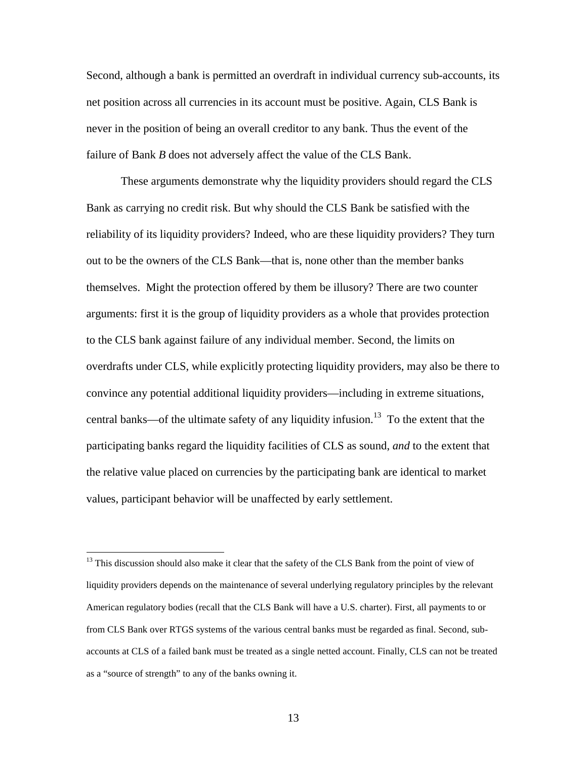Second, although a bank is permitted an overdraft in individual currency sub-accounts, its net position across all currencies in its account must be positive. Again, CLS Bank is never in the position of being an overall creditor to any bank. Thus the event of the failure of Bank *B* does not adversely affect the value of the CLS Bank.

These arguments demonstrate why the liquidity providers should regard the CLS Bank as carrying no credit risk. But why should the CLS Bank be satisfied with the reliability of its liquidity providers? Indeed, who are these liquidity providers? They turn out to be the owners of the CLS Bank—that is, none other than the member banks themselves. Might the protection offered by them be illusory? There are two counter arguments: first it is the group of liquidity providers as a whole that provides protection to the CLS bank against failure of any individual member. Second, the limits on overdrafts under CLS, while explicitly protecting liquidity providers, may also be there to convince any potential additional liquidity providers—including in extreme situations, central banks—of the ultimate safety of any liquidity infusion.[13] To the extent that the participating banks regard the liquidity facilities of CLS as sound, *and* to the extent that the relative value placed on currencies by the participating bank are identical to market values, participant behavior will be unaffected by early settlement.

---

[13] This discussion should also make it clear that the safety of the CLS Bank from the point of view of liquidity providers depends on the maintenance of several underlying regulatory principles by the relevant American regulatory bodies (recall that the CLS Bank will have a U.S. charter). First, all payments to or from CLS Bank over RTGS systems of the various central banks must be regarded as final. Second, sub-accounts at CLS of a failed bank must be treated as a single netted account. Finally, CLS can not be treated as a "source of strength" to any of the banks owning it.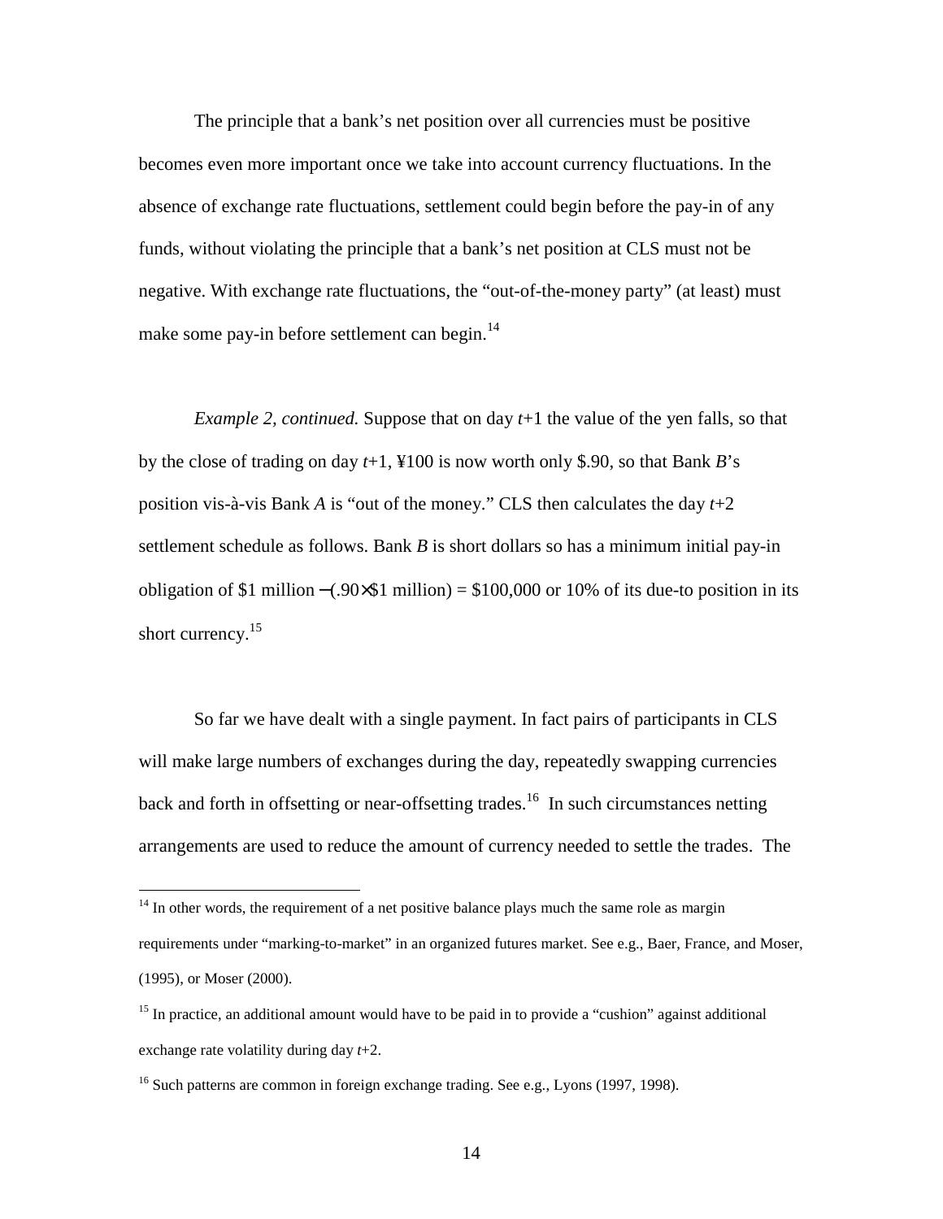The principle that a bank's net position over all currencies must be positive becomes even more important once we take into account currency fluctuations. In the absence of exchange rate fluctuations, settlement could begin before the pay-in of any funds, without violating the principle that a bank's net position at CLS must not be negative. With exchange rate fluctuations, the "out-of-the-money party" (at least) must make some pay-in before settlement can begin.[14]

*Example 2, continued.* Suppose that on day $t+1$ the value of the yen falls, so that by the close of trading on day $t+1$, ¥100 is now worth only \$.90, so that Bank $B$'s position vis-à-vis Bank $A$ is "out of the money." CLS then calculates the day $t+2$ settlement schedule as follows. Bank $B$ is short dollars so has a minimum initial pay-in obligation of \$1 million $-$(.90×\$1 million) = \$100,000 or 10% of its due-to position in its short currency.[15]

So far we have dealt with a single payment. In fact pairs of participants in CLS will make large numbers of exchanges during the day, repeatedly swapping currencies back and forth in offsetting or near-offsetting trades.[16] In such circumstances netting arrangements are used to reduce the amount of currency needed to settle the trades. The

---

[14] In other words, the requirement of a net positive balance plays much the same role as margin requirements under "marking-to-market" in an organized futures market. See e.g., Baer, France, and Moser, (1995), or Moser (2000).

[15] In practice, an additional amount would have to be paid in to provide a "cushion" against additional exchange rate volatility during day $t+2$.

[16] Such patterns are common in foreign exchange trading. See e.g., Lyons (1997, 1998).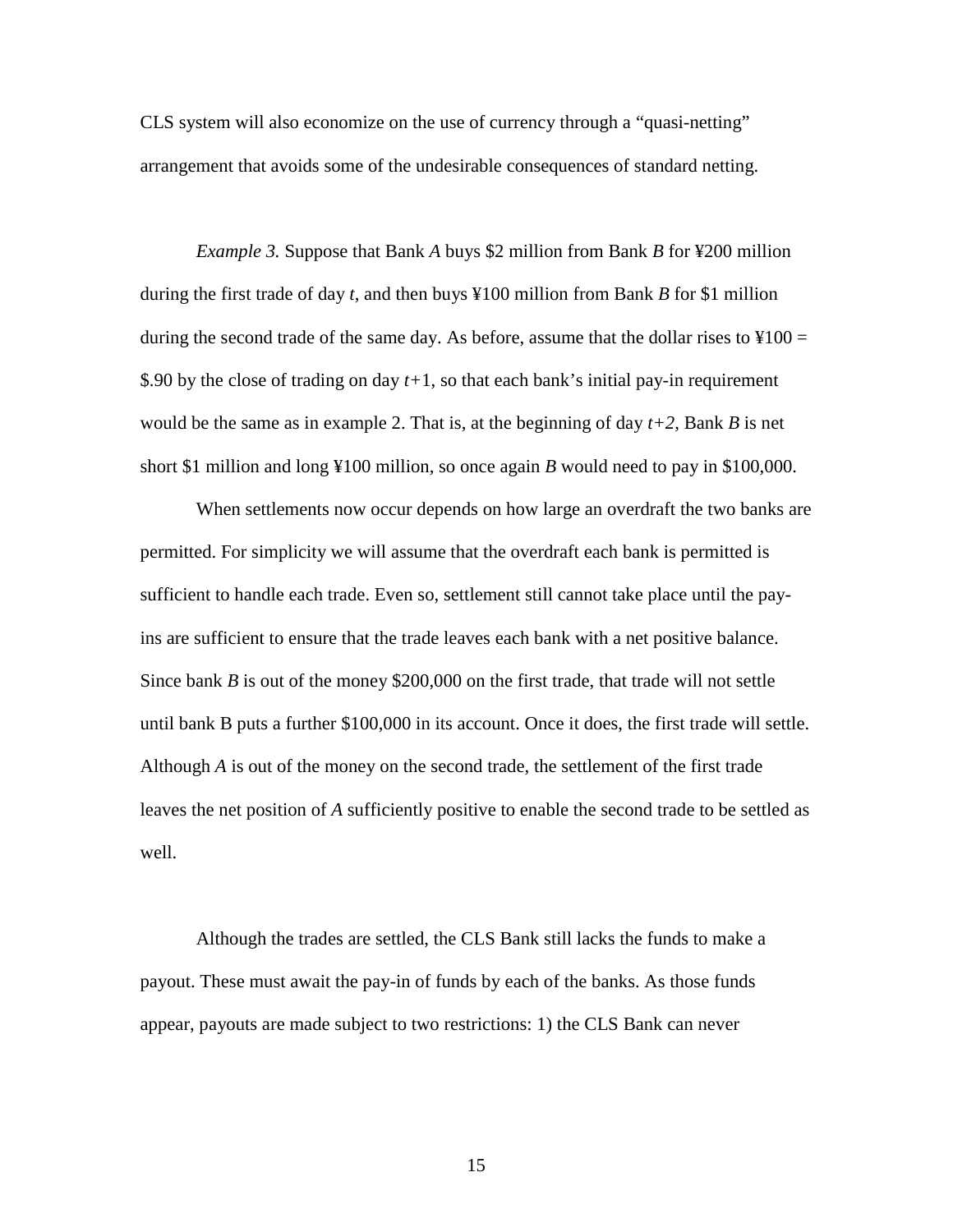CLS system will also economize on the use of currency through a "quasi-netting" arrangement that avoids some of the undesirable consequences of standard netting.

*Example 3.* Suppose that Bank *A* buys \$2 million from Bank *B* for ¥200 million during the first trade of day *t*, and then buys ¥100 million from Bank *B* for \$1 million during the second trade of the same day. As before, assume that the dollar rises to ¥100 = \$.90 by the close of trading on day *t+*1, so that each bank's initial pay-in requirement would be the same as in example 2. That is, at the beginning of day *t+2*, Bank *B* is net short \$1 million and long ¥100 million, so once again *B* would need to pay in \$100,000.

When settlements now occur depends on how large an overdraft the two banks are permitted. For simplicity we will assume that the overdraft each bank is permitted is sufficient to handle each trade. Even so, settlement still cannot take place until the pay-ins are sufficient to ensure that the trade leaves each bank with a net positive balance. Since bank *B* is out of the money \$200,000 on the first trade, that trade will not settle until bank B puts a further \$100,000 in its account. Once it does, the first trade will settle. Although *A* is out of the money on the second trade, the settlement of the first trade leaves the net position of *A* sufficiently positive to enable the second trade to be settled as well.

Although the trades are settled, the CLS Bank still lacks the funds to make a payout. These must await the pay-in of funds by each of the banks. As those funds appear, payouts are made subject to two restrictions: 1) the CLS Bank can never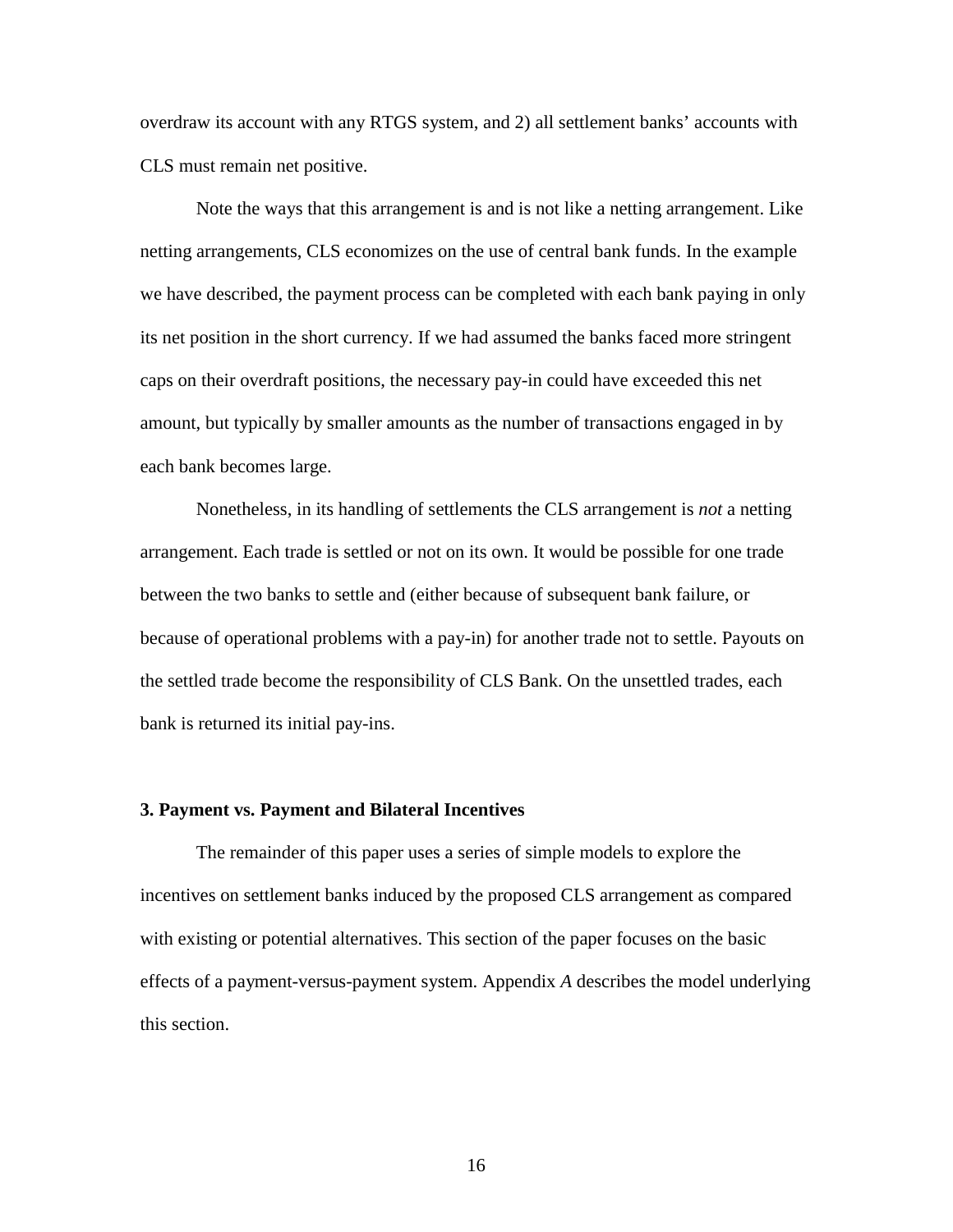overdraw its account with any RTGS system, and 2) all settlement banks' accounts with CLS must remain net positive.

Note the ways that this arrangement is and is not like a netting arrangement. Like netting arrangements, CLS economizes on the use of central bank funds. In the example we have described, the payment process can be completed with each bank paying in only its net position in the short currency. If we had assumed the banks faced more stringent caps on their overdraft positions, the necessary pay-in could have exceeded this net amount, but typically by smaller amounts as the number of transactions engaged in by each bank becomes large.

Nonetheless, in its handling of settlements the CLS arrangement is *not* a netting arrangement. Each trade is settled or not on its own. It would be possible for one trade between the two banks to settle and (either because of subsequent bank failure, or because of operational problems with a pay-in) for another trade not to settle. Payouts on the settled trade become the responsibility of CLS Bank. On the unsettled trades, each bank is returned its initial pay-ins.

### 3. Payment vs. Payment and Bilateral Incentives

The remainder of this paper uses a series of simple models to explore the incentives on settlement banks induced by the proposed CLS arrangement as compared with existing or potential alternatives. This section of the paper focuses on the basic effects of a payment-versus-payment system. Appendix *A* describes the model underlying this section.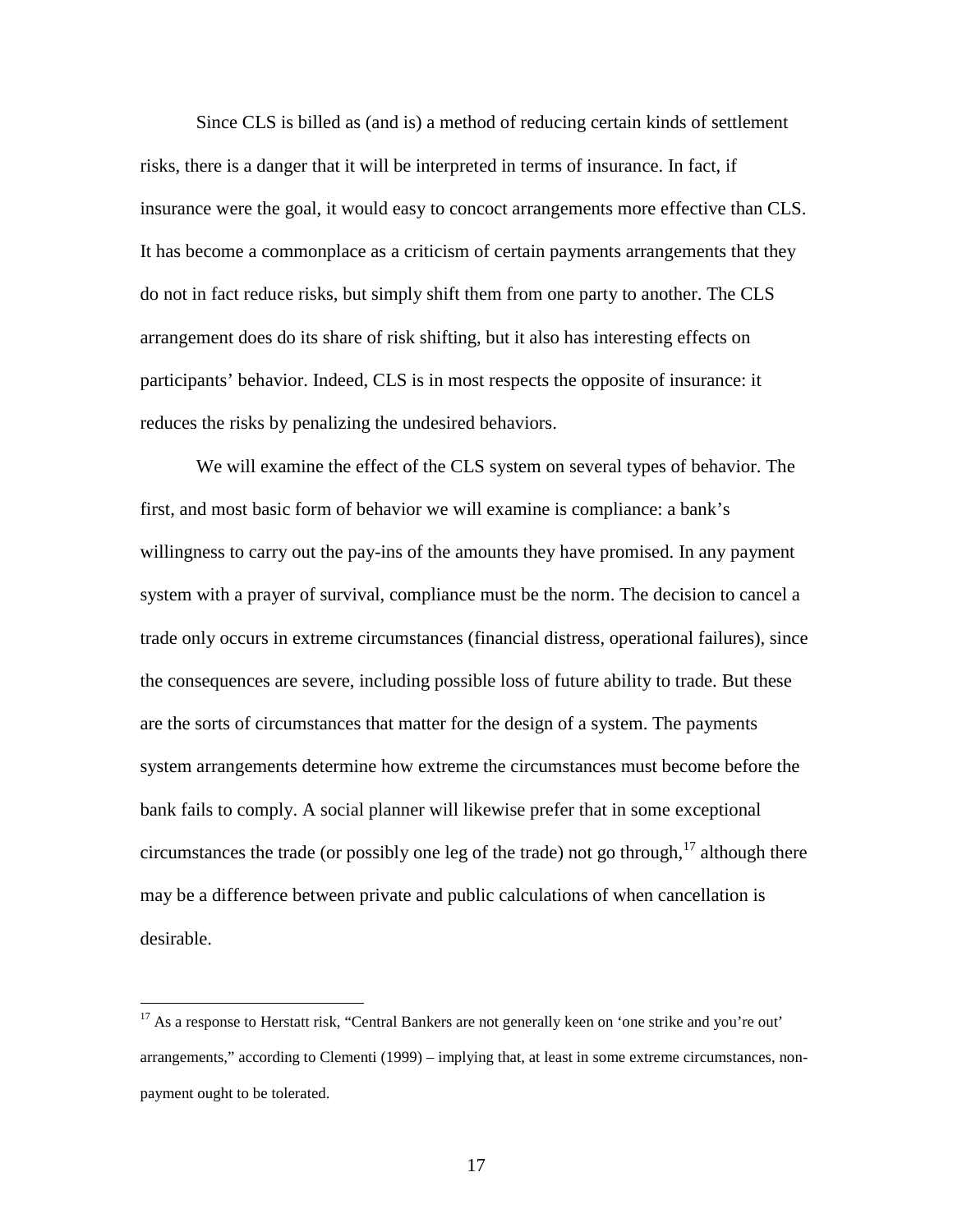Since CLS is billed as (and is) a method of reducing certain kinds of settlement risks, there is a danger that it will be interpreted in terms of insurance. In fact, if insurance were the goal, it would easy to concoct arrangements more effective than CLS. It has become a commonplace as a criticism of certain payments arrangements that they do not in fact reduce risks, but simply shift them from one party to another. The CLS arrangement does do its share of risk shifting, but it also has interesting effects on participants' behavior. Indeed, CLS is in most respects the opposite of insurance: it reduces the risks by penalizing the undesired behaviors.

We will examine the effect of the CLS system on several types of behavior. The first, and most basic form of behavior we will examine is compliance: a bank's willingness to carry out the pay-ins of the amounts they have promised. In any payment system with a prayer of survival, compliance must be the norm. The decision to cancel a trade only occurs in extreme circumstances (financial distress, operational failures), since the consequences are severe, including possible loss of future ability to trade. But these are the sorts of circumstances that matter for the design of a system. The payments system arrangements determine how extreme the circumstances must become before the bank fails to comply. A social planner will likewise prefer that in some exceptional circumstances the trade (or possibly one leg of the trade) not go through,[17] although there may be a difference between private and public calculations of when cancellation is desirable.

[17] As a response to Herstatt risk, "Central Bankers are not generally keen on 'one strike and you're out' arrangements," according to Clementi (1999) – implying that, at least in some extreme circumstances, non-payment ought to be tolerated.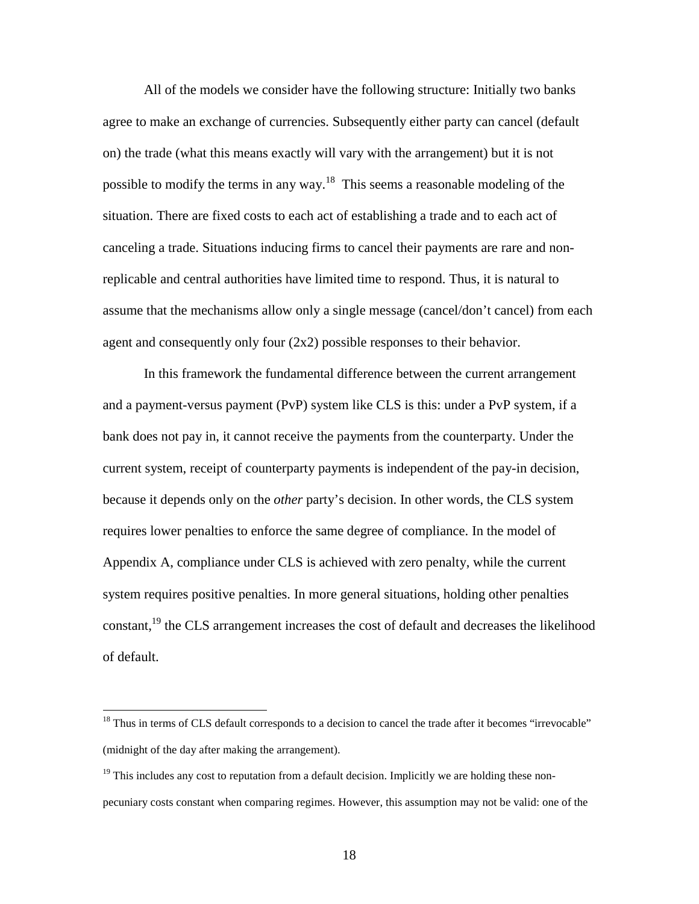All of the models we consider have the following structure: Initially two banks agree to make an exchange of currencies. Subsequently either party can cancel (default on) the trade (what this means exactly will vary with the arrangement) but it is not possible to modify the terms in any way.[18] This seems a reasonable modeling of the situation. There are fixed costs to each act of establishing a trade and to each act of canceling a trade. Situations inducing firms to cancel their payments are rare and non-replicable and central authorities have limited time to respond. Thus, it is natural to assume that the mechanisms allow only a single message (cancel/don't cancel) from each agent and consequently only four (2x2) possible responses to their behavior.

In this framework the fundamental difference between the current arrangement and a payment-versus payment (PvP) system like CLS is this: under a PvP system, if a bank does not pay in, it cannot receive the payments from the counterparty. Under the current system, receipt of counterparty payments is independent of the pay-in decision, because it depends only on the *other* party's decision. In other words, the CLS system requires lower penalties to enforce the same degree of compliance. In the model of Appendix A, compliance under CLS is achieved with zero penalty, while the current system requires positive penalties. In more general situations, holding other penalties constant,[19] the CLS arrangement increases the cost of default and decreases the likelihood of default.

---

[18] Thus in terms of CLS default corresponds to a decision to cancel the trade after it becomes "irrevocable" (midnight of the day after making the arrangement).

[19] This includes any cost to reputation from a default decision. Implicitly we are holding these non-pecuniary costs constant when comparing regimes. However, this assumption may not be valid: one of the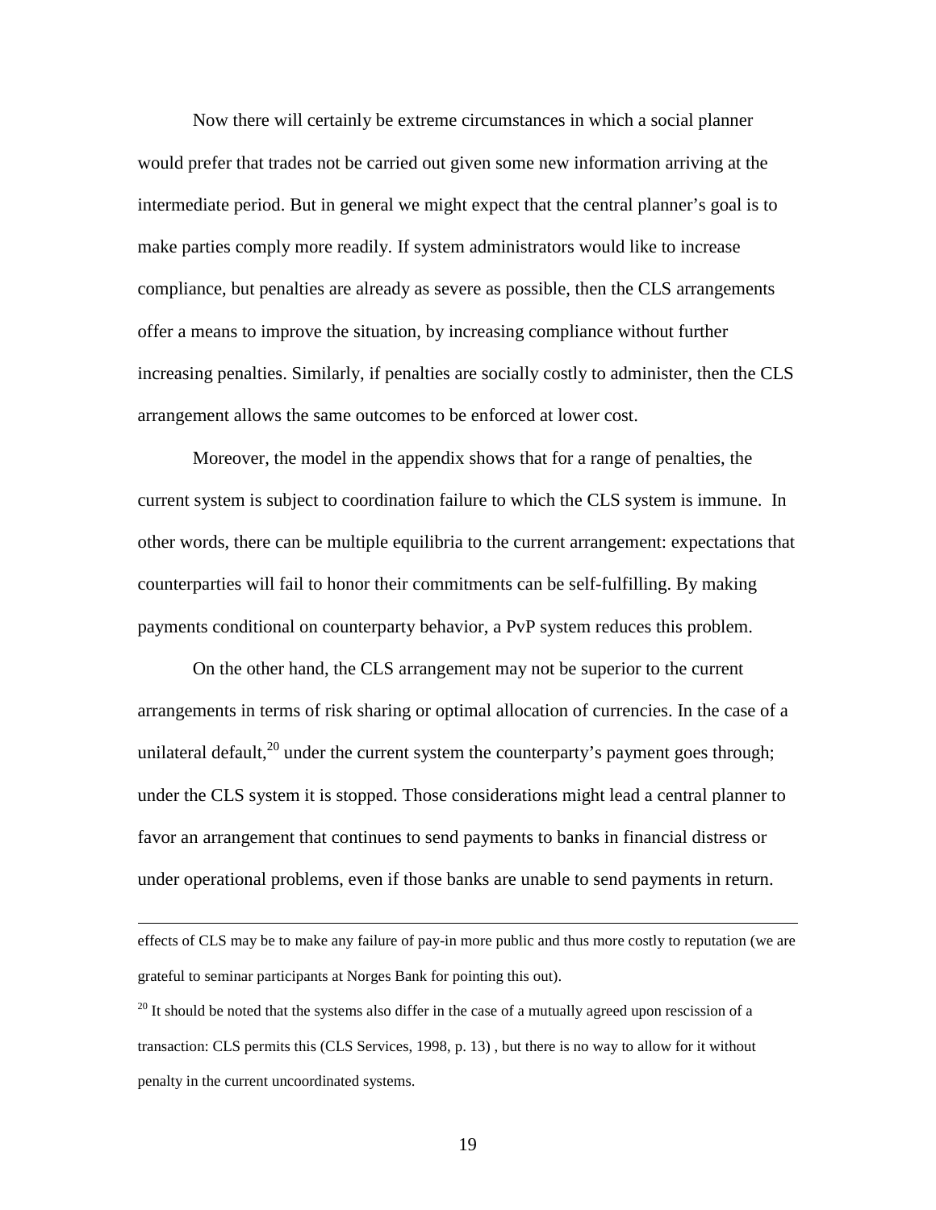Now there will certainly be extreme circumstances in which a social planner would prefer that trades not be carried out given some new information arriving at the intermediate period. But in general we might expect that the central planner's goal is to make parties comply more readily. If system administrators would like to increase compliance, but penalties are already as severe as possible, then the CLS arrangements offer a means to improve the situation, by increasing compliance without further increasing penalties. Similarly, if penalties are socially costly to administer, then the CLS arrangement allows the same outcomes to be enforced at lower cost.

Moreover, the model in the appendix shows that for a range of penalties, the current system is subject to coordination failure to which the CLS system is immune. In other words, there can be multiple equilibria to the current arrangement: expectations that counterparties will fail to honor their commitments can be self-fulfilling. By making payments conditional on counterparty behavior, a PvP system reduces this problem.

On the other hand, the CLS arrangement may not be superior to the current arrangements in terms of risk sharing or optimal allocation of currencies. In the case of a unilateral default,[20] under the current system the counterparty's payment goes through; under the CLS system it is stopped. Those considerations might lead a central planner to favor an arrangement that continues to send payments to banks in financial distress or under operational problems, even if those banks are unable to send payments in return.

---

effects of CLS may be to make any failure of pay-in more public and thus more costly to reputation (we are grateful to seminar participants at Norges Bank for pointing this out).

[20] It should be noted that the systems also differ in the case of a mutually agreed upon rescission of a transaction: CLS permits this (CLS Services, 1998, p. 13) , but there is no way to allow for it without penalty in the current uncoordinated systems.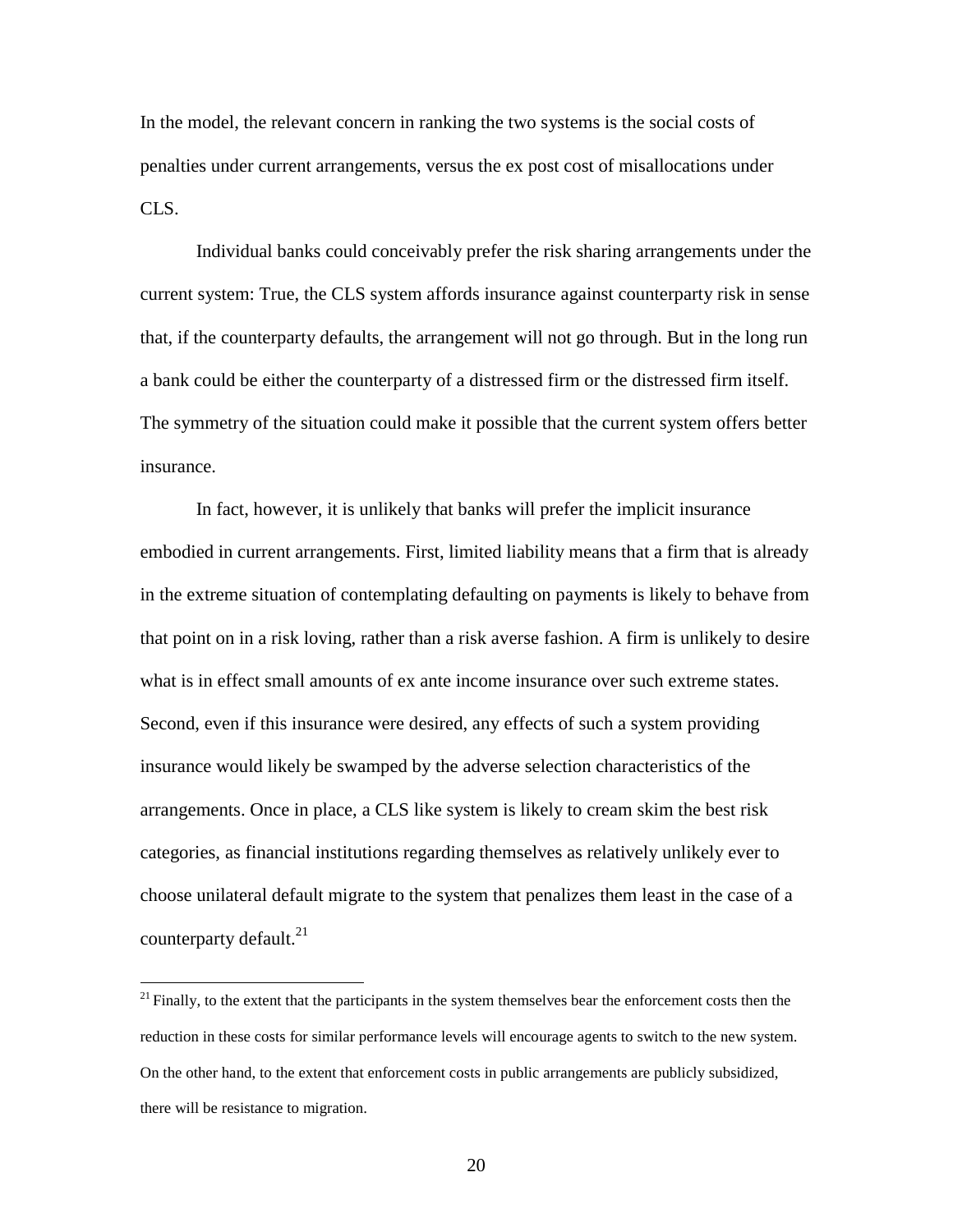In the model, the relevant concern in ranking the two systems is the social costs of penalties under current arrangements, versus the ex post cost of misallocations under CLS.

Individual banks could conceivably prefer the risk sharing arrangements under the current system: True, the CLS system affords insurance against counterparty risk in sense that, if the counterparty defaults, the arrangement will not go through. But in the long run a bank could be either the counterparty of a distressed firm or the distressed firm itself. The symmetry of the situation could make it possible that the current system offers better insurance.

In fact, however, it is unlikely that banks will prefer the implicit insurance embodied in current arrangements. First, limited liability means that a firm that is already in the extreme situation of contemplating defaulting on payments is likely to behave from that point on in a risk loving, rather than a risk averse fashion. A firm is unlikely to desire what is in effect small amounts of ex ante income insurance over such extreme states. Second, even if this insurance were desired, any effects of such a system providing insurance would likely be swamped by the adverse selection characteristics of the arrangements. Once in place, a CLS like system is likely to cream skim the best risk categories, as financial institutions regarding themselves as relatively unlikely ever to choose unilateral default migrate to the system that penalizes them least in the case of a counterparty default.[21]

[21] Finally, to the extent that the participants in the system themselves bear the enforcement costs then the reduction in these costs for similar performance levels will encourage agents to switch to the new system. On the other hand, to the extent that enforcement costs in public arrangements are publicly subsidized, there will be resistance to migration.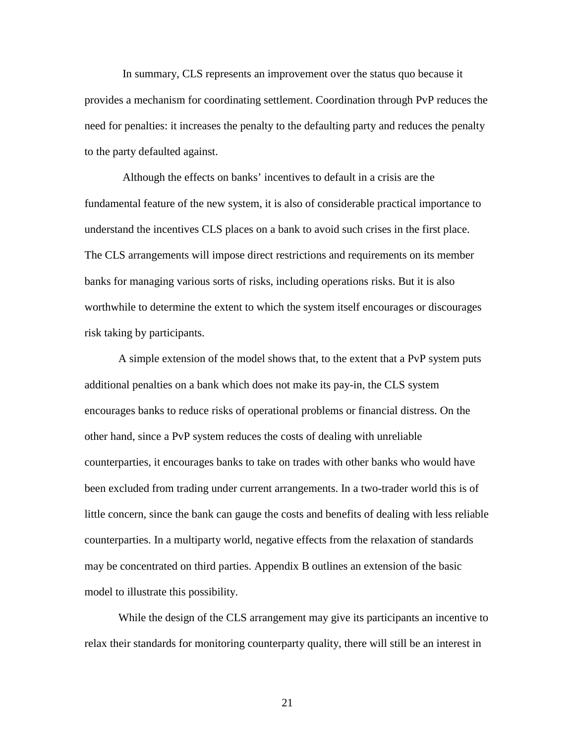In summary, CLS represents an improvement over the status quo because it provides a mechanism for coordinating settlement. Coordination through PvP reduces the need for penalties: it increases the penalty to the defaulting party and reduces the penalty to the party defaulted against.

Although the effects on banks' incentives to default in a crisis are the fundamental feature of the new system, it is also of considerable practical importance to understand the incentives CLS places on a bank to avoid such crises in the first place. The CLS arrangements will impose direct restrictions and requirements on its member banks for managing various sorts of risks, including operations risks. But it is also worthwhile to determine the extent to which the system itself encourages or discourages risk taking by participants.

A simple extension of the model shows that, to the extent that a PvP system puts additional penalties on a bank which does not make its pay-in, the CLS system encourages banks to reduce risks of operational problems or financial distress. On the other hand, since a PvP system reduces the costs of dealing with unreliable counterparties, it encourages banks to take on trades with other banks who would have been excluded from trading under current arrangements. In a two-trader world this is of little concern, since the bank can gauge the costs and benefits of dealing with less reliable counterparties. In a multiparty world, negative effects from the relaxation of standards may be concentrated on third parties. Appendix B outlines an extension of the basic model to illustrate this possibility.

While the design of the CLS arrangement may give its participants an incentive to relax their standards for monitoring counterparty quality, there will still be an interest in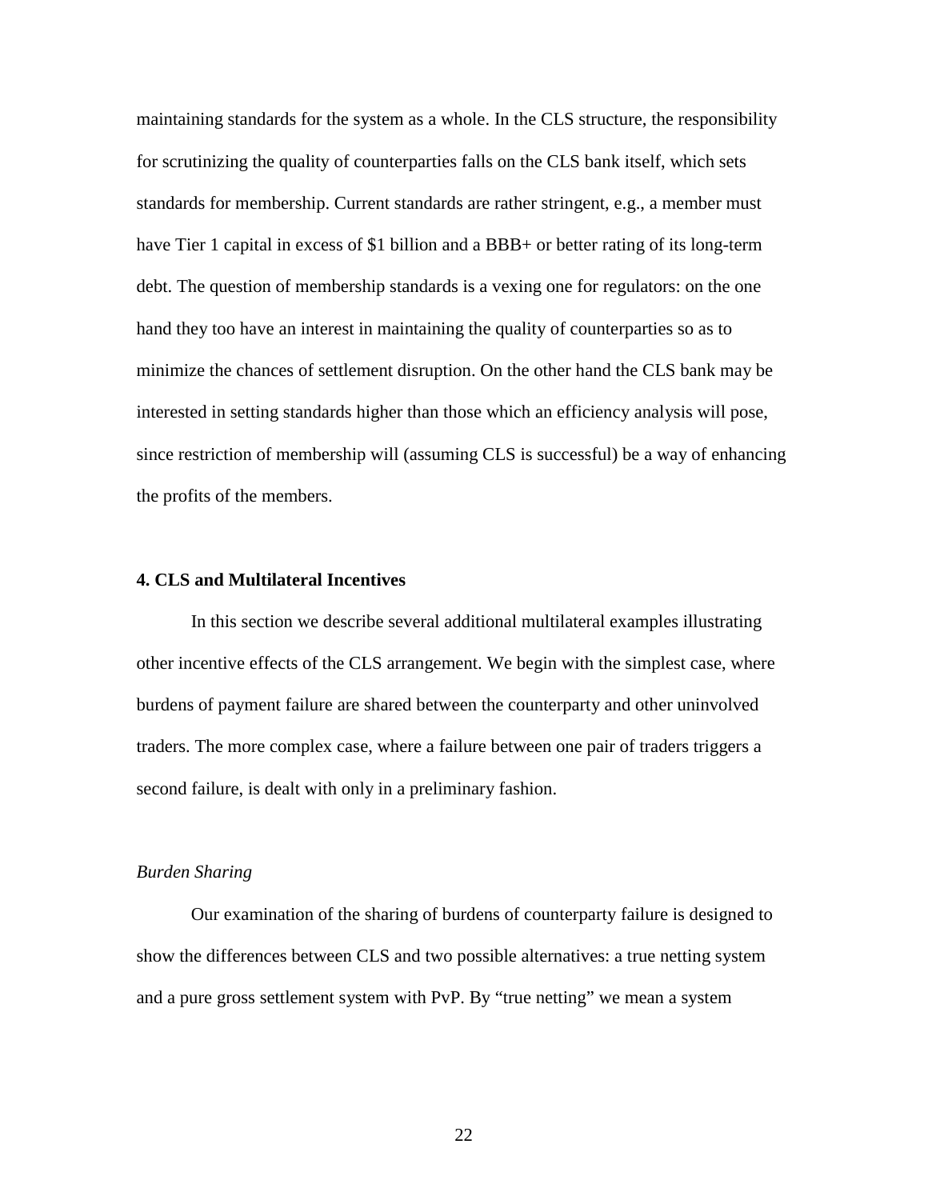maintaining standards for the system as a whole. In the CLS structure, the responsibility for scrutinizing the quality of counterparties falls on the CLS bank itself, which sets standards for membership. Current standards are rather stringent, e.g., a member must have Tier 1 capital in excess of $1 billion and a BBB+ or better rating of its long-term debt. The question of membership standards is a vexing one for regulators: on the one hand they too have an interest in maintaining the quality of counterparties so as to minimize the chances of settlement disruption. On the other hand the CLS bank may be interested in setting standards higher than those which an efficiency analysis will pose, since restriction of membership will (assuming CLS is successful) be a way of enhancing the profits of the members.

## 4. CLS and Multilateral Incentives

In this section we describe several additional multilateral examples illustrating other incentive effects of the CLS arrangement. We begin with the simplest case, where burdens of payment failure are shared between the counterparty and other uninvolved traders. The more complex case, where a failure between one pair of traders triggers a second failure, is dealt with only in a preliminary fashion.

### *Burden Sharing*

Our examination of the sharing of burdens of counterparty failure is designed to show the differences between CLS and two possible alternatives: a true netting system and a pure gross settlement system with PvP. By "true netting" we mean a system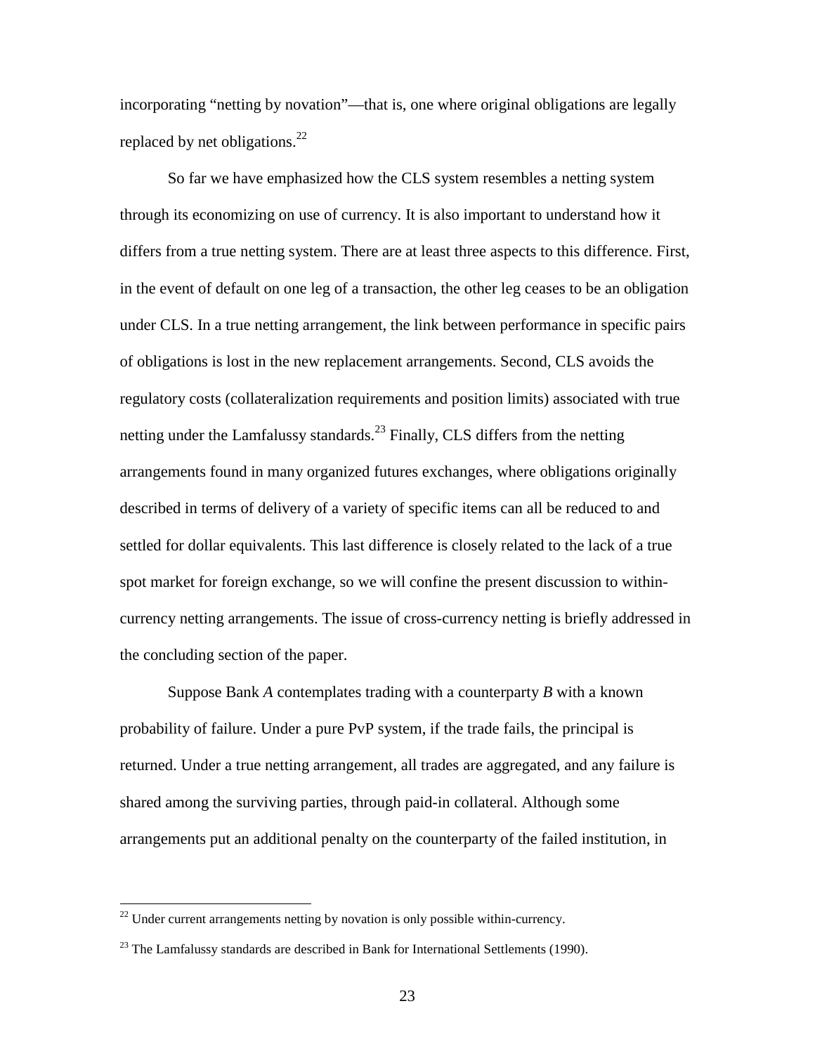incorporating "netting by novation"—that is, one where original obligations are legally replaced by net obligations.[22]

So far we have emphasized how the CLS system resembles a netting system through its economizing on use of currency. It is also important to understand how it differs from a true netting system. There are at least three aspects to this difference. First, in the event of default on one leg of a transaction, the other leg ceases to be an obligation under CLS. In a true netting arrangement, the link between performance in specific pairs of obligations is lost in the new replacement arrangements. Second, CLS avoids the regulatory costs (collateralization requirements and position limits) associated with true netting under the Lamfalussy standards.[23] Finally, CLS differs from the netting arrangements found in many organized futures exchanges, where obligations originally described in terms of delivery of a variety of specific items can all be reduced to and settled for dollar equivalents. This last difference is closely related to the lack of a true spot market for foreign exchange, so we will confine the present discussion to within-currency netting arrangements. The issue of cross-currency netting is briefly addressed in the concluding section of the paper.

Suppose Bank *A* contemplates trading with a counterparty *B* with a known probability of failure. Under a pure PvP system, if the trade fails, the principal is returned. Under a true netting arrangement, all trades are aggregated, and any failure is shared among the surviving parties, through paid-in collateral. Although some arrangements put an additional penalty on the counterparty of the failed institution, in

[22] Under current arrangements netting by novation is only possible within-currency.

[23] The Lamfalussy standards are described in Bank for International Settlements (1990).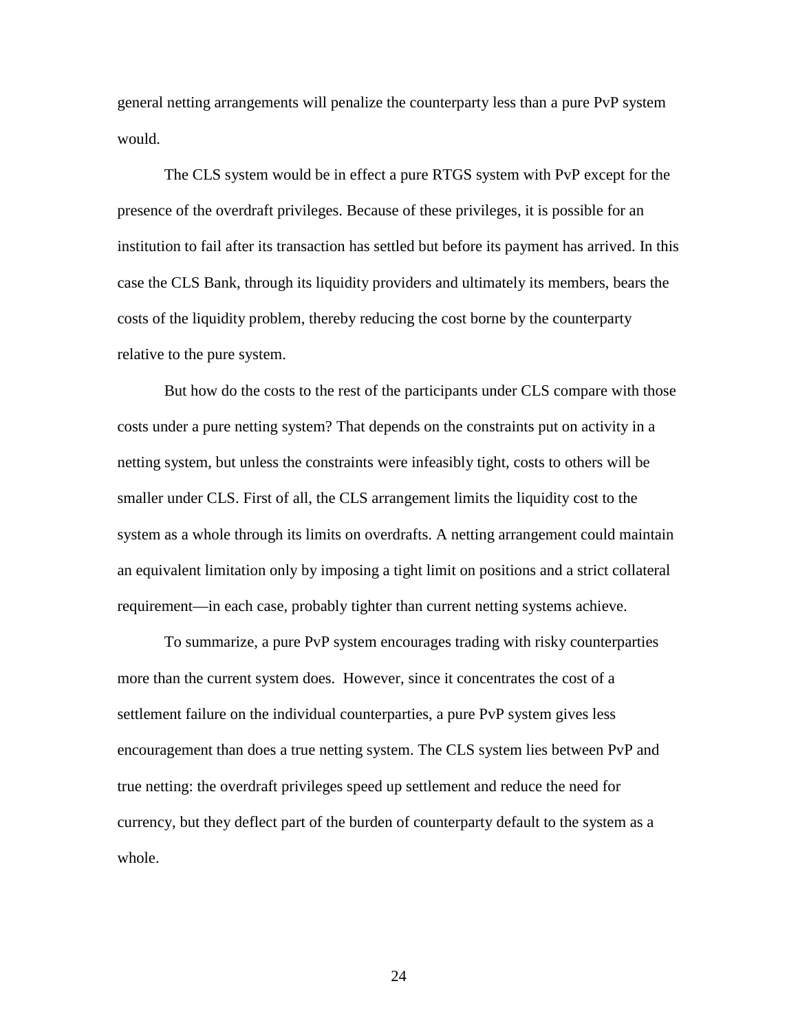general netting arrangements will penalize the counterparty less than a pure PvP system would.

The CLS system would be in effect a pure RTGS system with PvP except for the presence of the overdraft privileges. Because of these privileges, it is possible for an institution to fail after its transaction has settled but before its payment has arrived. In this case the CLS Bank, through its liquidity providers and ultimately its members, bears the costs of the liquidity problem, thereby reducing the cost borne by the counterparty relative to the pure system.

But how do the costs to the rest of the participants under CLS compare with those costs under a pure netting system? That depends on the constraints put on activity in a netting system, but unless the constraints were infeasibly tight, costs to others will be smaller under CLS. First of all, the CLS arrangement limits the liquidity cost to the system as a whole through its limits on overdrafts. A netting arrangement could maintain an equivalent limitation only by imposing a tight limit on positions and a strict collateral requirement—in each case, probably tighter than current netting systems achieve.

To summarize, a pure PvP system encourages trading with risky counterparties more than the current system does. However, since it concentrates the cost of a settlement failure on the individual counterparties, a pure PvP system gives less encouragement than does a true netting system. The CLS system lies between PvP and true netting: the overdraft privileges speed up settlement and reduce the need for currency, but they deflect part of the burden of counterparty default to the system as a whole.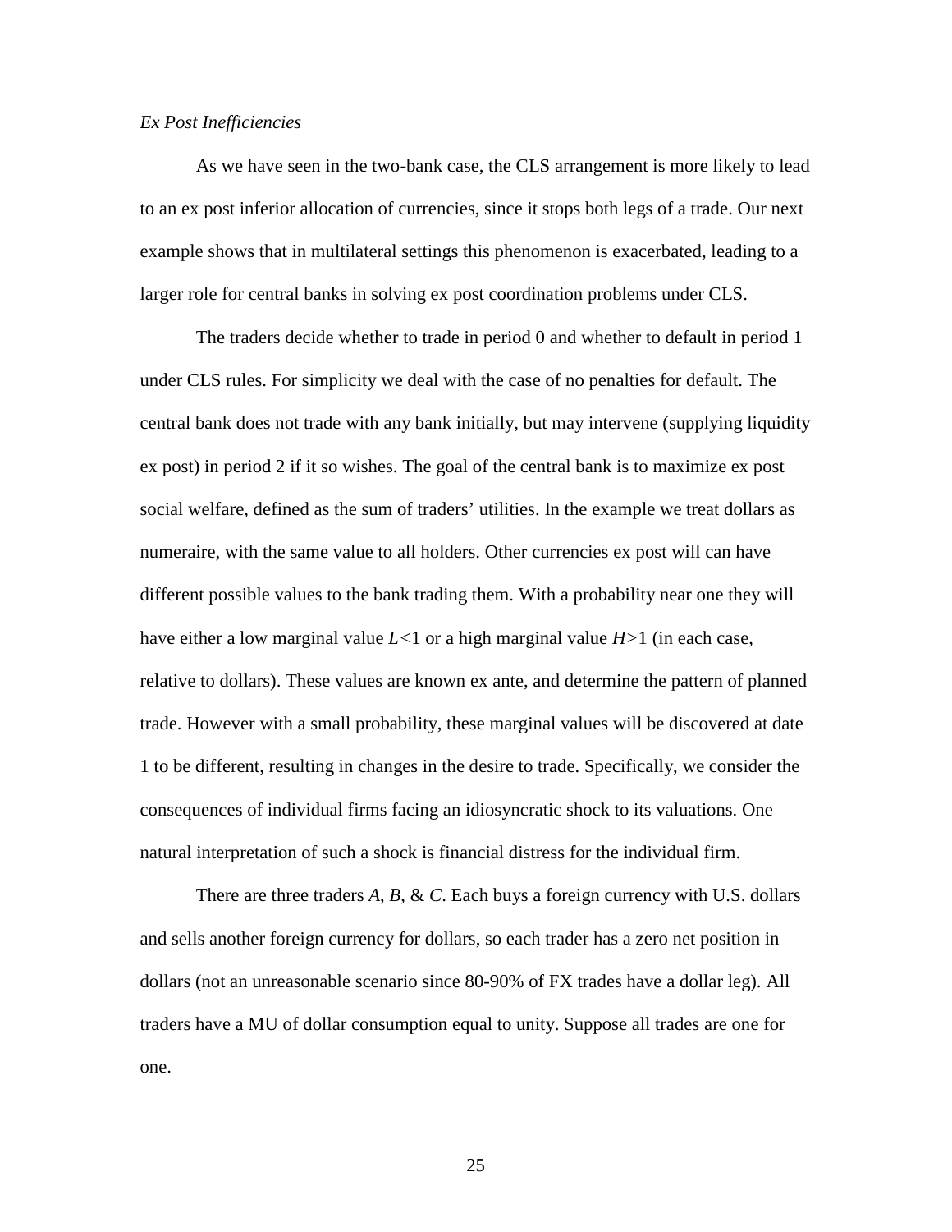*Ex Post Inefficiencies*

As we have seen in the two-bank case, the CLS arrangement is more likely to lead to an ex post inferior allocation of currencies, since it stops both legs of a trade. Our next example shows that in multilateral settings this phenomenon is exacerbated, leading to a larger role for central banks in solving ex post coordination problems under CLS.

The traders decide whether to trade in period 0 and whether to default in period 1 under CLS rules. For simplicity we deal with the case of no penalties for default. The central bank does not trade with any bank initially, but may intervene (supplying liquidity ex post) in period 2 if it so wishes. The goal of the central bank is to maximize ex post social welfare, defined as the sum of traders' utilities. In the example we treat dollars as numeraire, with the same value to all holders. Other currencies ex post will can have different possible values to the bank trading them. With a probability near one they will have either a low marginal value $L<1$ or a high marginal value $H>1$ (in each case, relative to dollars). These values are known ex ante, and determine the pattern of planned trade. However with a small probability, these marginal values will be discovered at date 1 to be different, resulting in changes in the desire to trade. Specifically, we consider the consequences of individual firms facing an idiosyncratic shock to its valuations. One natural interpretation of such a shock is financial distress for the individual firm.

There are three traders *A*, *B*, & *C*. Each buys a foreign currency with U.S. dollars and sells another foreign currency for dollars, so each trader has a zero net position in dollars (not an unreasonable scenario since 80-90% of FX trades have a dollar leg). All traders have a MU of dollar consumption equal to unity. Suppose all trades are one for one.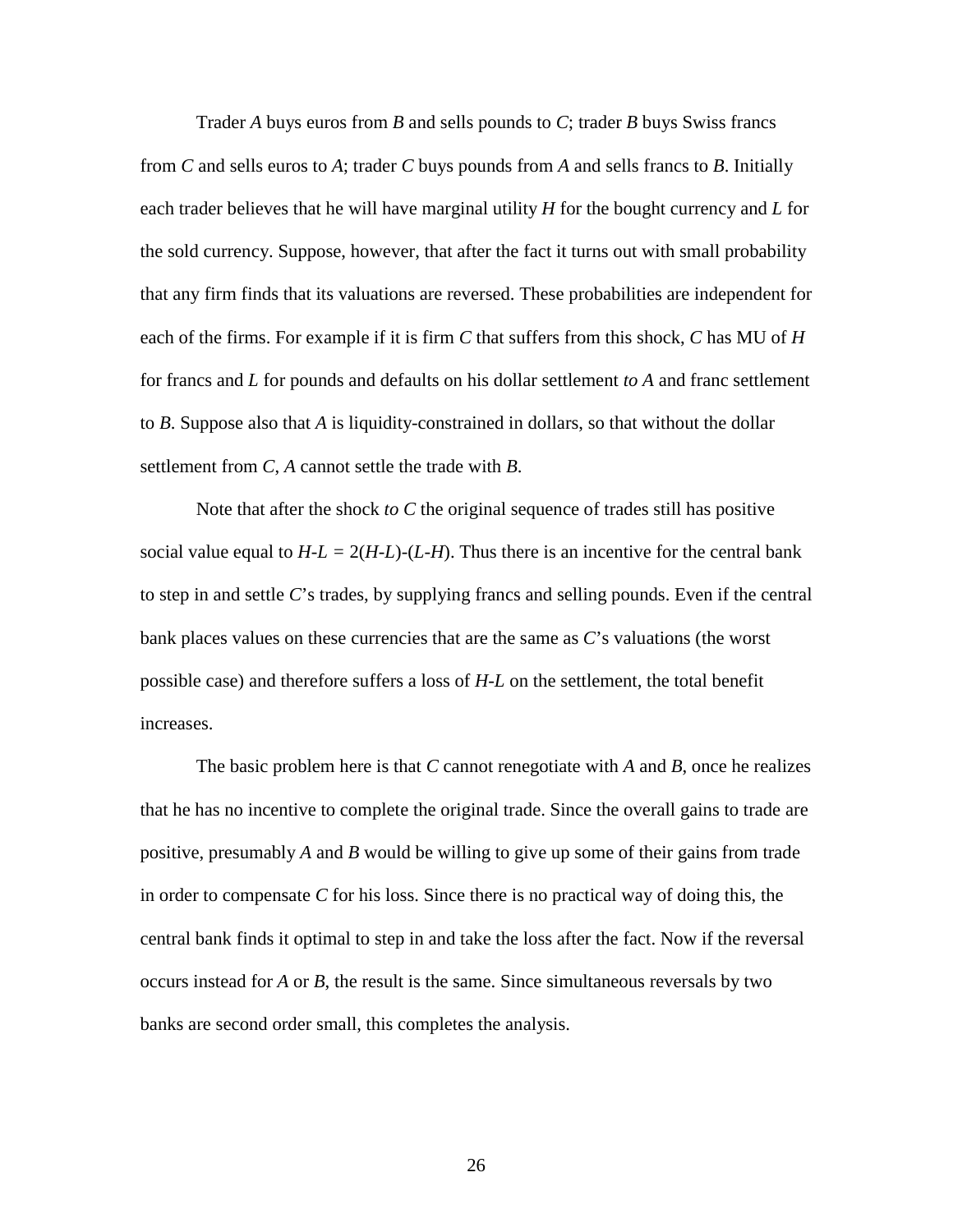Trader *A* buys euros from *B* and sells pounds to *C*; trader *B* buys Swiss francs from *C* and sells euros to *A*; trader *C* buys pounds from *A* and sells francs to *B*. Initially each trader believes that he will have marginal utility *H* for the bought currency and *L* for the sold currency. Suppose, however, that after the fact it turns out with small probability that any firm finds that its valuations are reversed. These probabilities are independent for each of the firms. For example if it is firm *C* that suffers from this shock, *C* has MU of *H* for francs and *L* for pounds and defaults on his dollar settlement *to A* and franc settlement to *B*. Suppose also that *A* is liquidity-constrained in dollars, so that without the dollar settlement from *C*, *A* cannot settle the trade with *B*.

Note that after the shock *to C* the original sequence of trades still has positive social value equal to $H$-$L$ = $2(H$-$L)$-$(L$-$H)$. Thus there is an incentive for the central bank to step in and settle *C*'s trades, by supplying francs and selling pounds. Even if the central bank places values on these currencies that are the same as *C*'s valuations (the worst possible case) and therefore suffers a loss of $H$-$L$ on the settlement, the total benefit increases.

The basic problem here is that *C* cannot renegotiate with *A* and *B*, once he realizes that he has no incentive to complete the original trade. Since the overall gains to trade are positive, presumably *A* and *B* would be willing to give up some of their gains from trade in order to compensate *C* for his loss. Since there is no practical way of doing this, the central bank finds it optimal to step in and take the loss after the fact. Now if the reversal occurs instead for *A* or *B*, the result is the same. Since simultaneous reversals by two banks are second order small, this completes the analysis.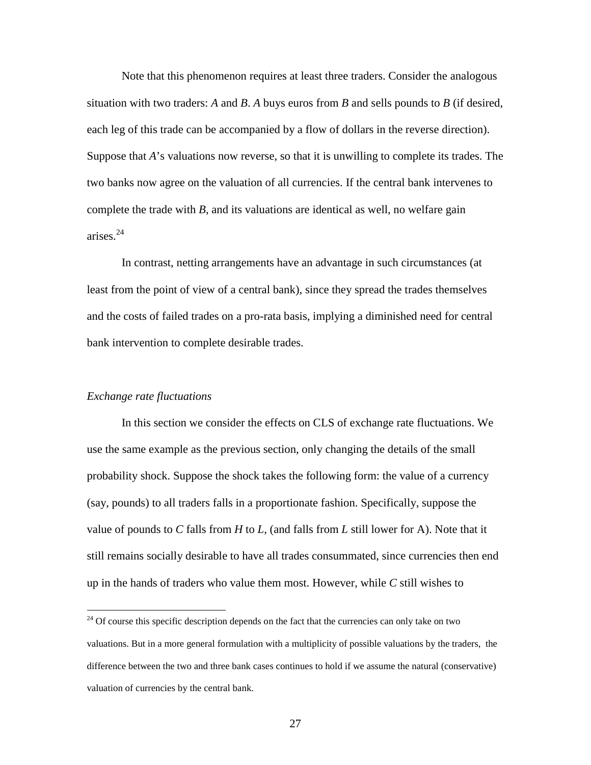Note that this phenomenon requires at least three traders. Consider the analogous situation with two traders: *A* and *B*. *A* buys euros from *B* and sells pounds to *B* (if desired, each leg of this trade can be accompanied by a flow of dollars in the reverse direction). Suppose that *A*'s valuations now reverse, so that it is unwilling to complete its trades. The two banks now agree on the valuation of all currencies. If the central bank intervenes to complete the trade with *B*, and its valuations are identical as well, no welfare gain arises.[24]

In contrast, netting arrangements have an advantage in such circumstances (at least from the point of view of a central bank), since they spread the trades themselves and the costs of failed trades on a pro-rata basis, implying a diminished need for central bank intervention to complete desirable trades.

*Exchange rate fluctuations*

In this section we consider the effects on CLS of exchange rate fluctuations. We use the same example as the previous section, only changing the details of the small probability shock. Suppose the shock takes the following form: the value of a currency (say, pounds) to all traders falls in a proportionate fashion. Specifically, suppose the value of pounds to *C* falls from *H* to *L*, (and falls from *L* still lower for A). Note that it still remains socially desirable to have all trades consummated, since currencies then end up in the hands of traders who value them most. However, while *C* still wishes to

[24] Of course this specific description depends on the fact that the currencies can only take on two valuations. But in a more general formulation with a multiplicity of possible valuations by the traders, the difference between the two and three bank cases continues to hold if we assume the natural (conservative) valuation of currencies by the central bank.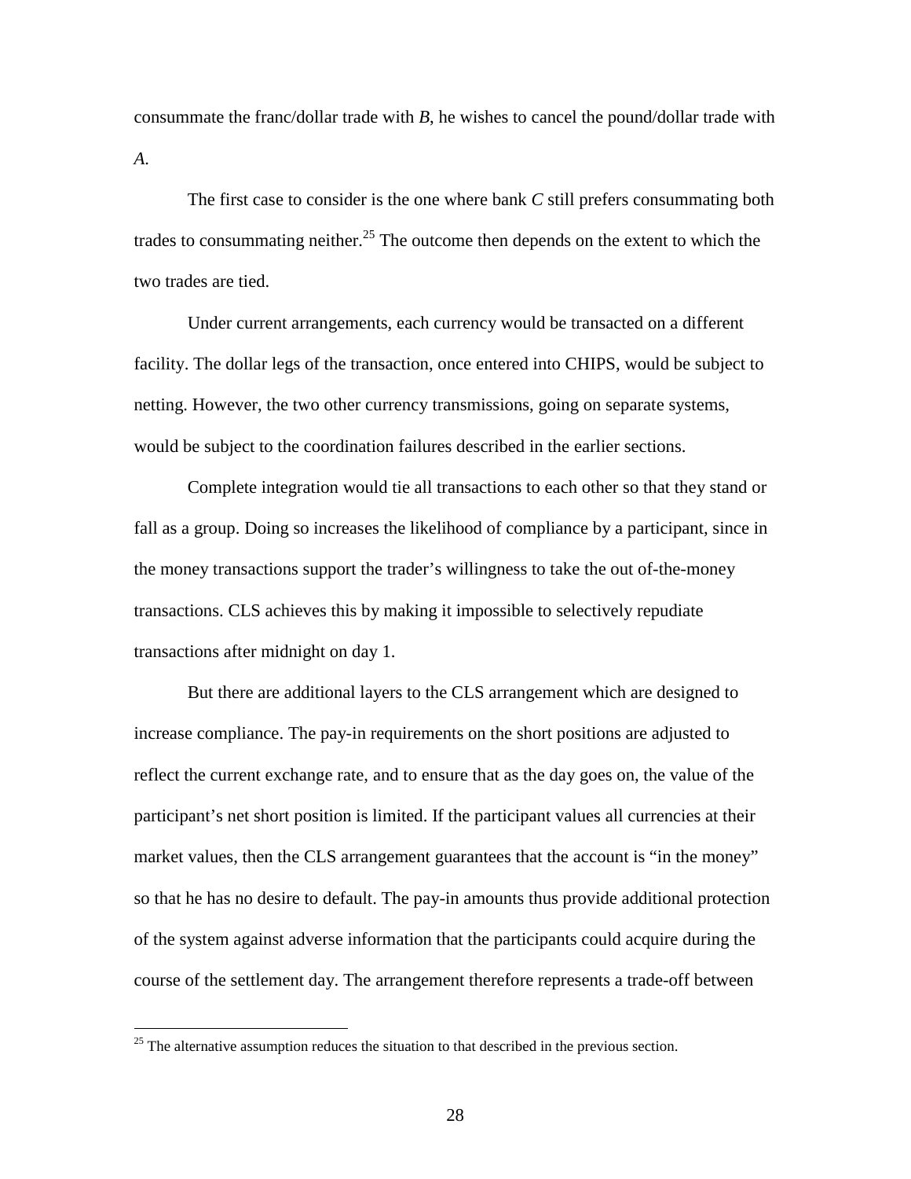consummate the franc/dollar trade with *B*, he wishes to cancel the pound/dollar trade with *A*.

The first case to consider is the one where bank *C* still prefers consummating both trades to consummating neither.[25] The outcome then depends on the extent to which the two trades are tied.

Under current arrangements, each currency would be transacted on a different facility. The dollar legs of the transaction, once entered into CHIPS, would be subject to netting. However, the two other currency transmissions, going on separate systems, would be subject to the coordination failures described in the earlier sections.

Complete integration would tie all transactions to each other so that they stand or fall as a group. Doing so increases the likelihood of compliance by a participant, since in the money transactions support the trader's willingness to take the out of-the-money transactions. CLS achieves this by making it impossible to selectively repudiate transactions after midnight on day 1.

But there are additional layers to the CLS arrangement which are designed to increase compliance. The pay-in requirements on the short positions are adjusted to reflect the current exchange rate, and to ensure that as the day goes on, the value of the participant's net short position is limited. If the participant values all currencies at their market values, then the CLS arrangement guarantees that the account is "in the money" so that he has no desire to default. The pay-in amounts thus provide additional protection of the system against adverse information that the participants could acquire during the course of the settlement day. The arrangement therefore represents a trade-off between

[25] The alternative assumption reduces the situation to that described in the previous section.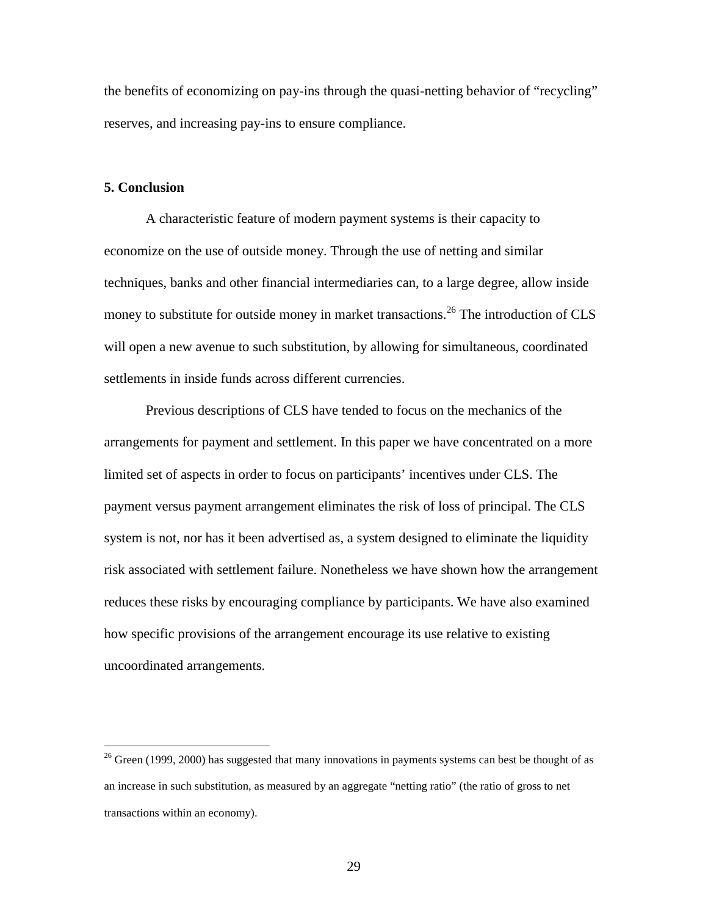the benefits of economizing on pay-ins through the quasi-netting behavior of "recycling" reserves, and increasing pay-ins to ensure compliance.

## 5. Conclusion

A characteristic feature of modern payment systems is their capacity to economize on the use of outside money. Through the use of netting and similar techniques, banks and other financial intermediaries can, to a large degree, allow inside money to substitute for outside money in market transactions.[26] The introduction of CLS will open a new avenue to such substitution, by allowing for simultaneous, coordinated settlements in inside funds across different currencies.

Previous descriptions of CLS have tended to focus on the mechanics of the arrangements for payment and settlement. In this paper we have concentrated on a more limited set of aspects in order to focus on participants' incentives under CLS. The payment versus payment arrangement eliminates the risk of loss of principal. The CLS system is not, nor has it been advertised as, a system designed to eliminate the liquidity risk associated with settlement failure. Nonetheless we have shown how the arrangement reduces these risks by encouraging compliance by participants. We have also examined how specific provisions of the arrangement encourage its use relative to existing uncoordinated arrangements.

---

[26] Green (1999, 2000) has suggested that many innovations in payments systems can best be thought of as an increase in such substitution, as measured by an aggregate "netting ratio" (the ratio of gross to net transactions within an economy).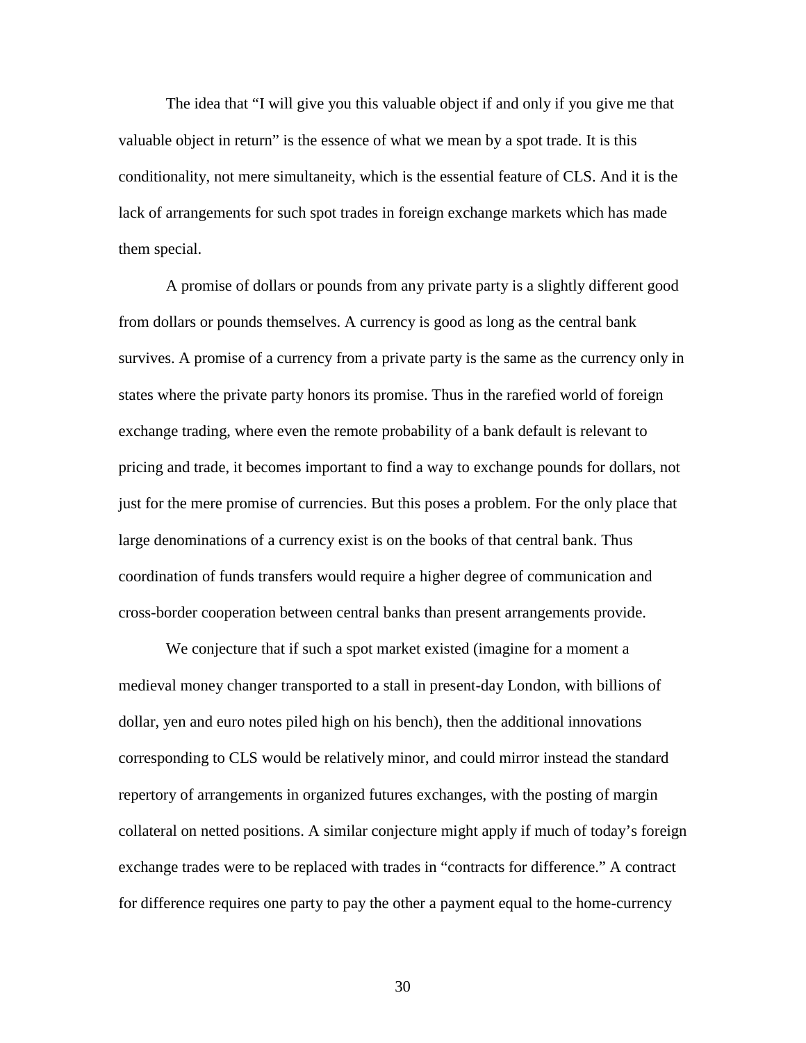The idea that "I will give you this valuable object if and only if you give me that valuable object in return" is the essence of what we mean by a spot trade. It is this conditionality, not mere simultaneity, which is the essential feature of CLS. And it is the lack of arrangements for such spot trades in foreign exchange markets which has made them special.

A promise of dollars or pounds from any private party is a slightly different good from dollars or pounds themselves. A currency is good as long as the central bank survives. A promise of a currency from a private party is the same as the currency only in states where the private party honors its promise. Thus in the rarefied world of foreign exchange trading, where even the remote probability of a bank default is relevant to pricing and trade, it becomes important to find a way to exchange pounds for dollars, not just for the mere promise of currencies. But this poses a problem. For the only place that large denominations of a currency exist is on the books of that central bank. Thus coordination of funds transfers would require a higher degree of communication and cross-border cooperation between central banks than present arrangements provide.

We conjecture that if such a spot market existed (imagine for a moment a medieval money changer transported to a stall in present-day London, with billions of dollar, yen and euro notes piled high on his bench), then the additional innovations corresponding to CLS would be relatively minor, and could mirror instead the standard repertory of arrangements in organized futures exchanges, with the posting of margin collateral on netted positions. A similar conjecture might apply if much of today's foreign exchange trades were to be replaced with trades in "contracts for difference." A contract for difference requires one party to pay the other a payment equal to the home-currency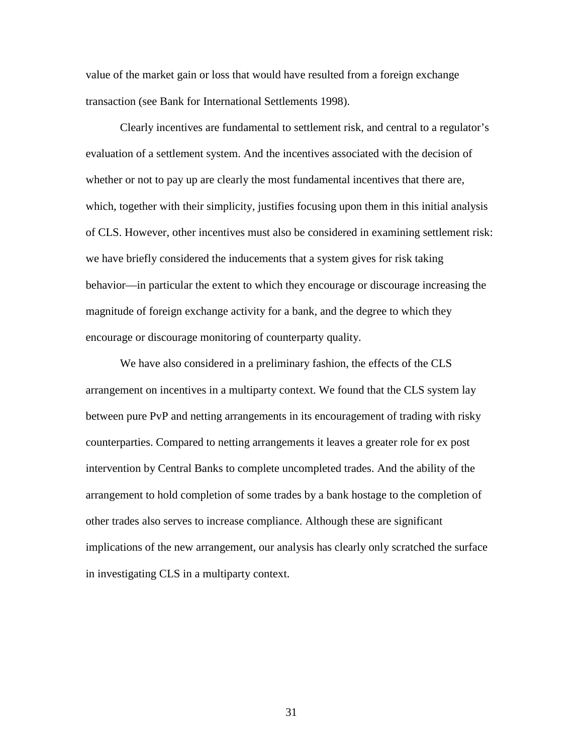value of the market gain or loss that would have resulted from a foreign exchange transaction (see Bank for International Settlements 1998).

Clearly incentives are fundamental to settlement risk, and central to a regulator's evaluation of a settlement system. And the incentives associated with the decision of whether or not to pay up are clearly the most fundamental incentives that there are, which, together with their simplicity, justifies focusing upon them in this initial analysis of CLS. However, other incentives must also be considered in examining settlement risk: we have briefly considered the inducements that a system gives for risk taking behavior—in particular the extent to which they encourage or discourage increasing the magnitude of foreign exchange activity for a bank, and the degree to which they encourage or discourage monitoring of counterparty quality.

We have also considered in a preliminary fashion, the effects of the CLS arrangement on incentives in a multiparty context. We found that the CLS system lay between pure PvP and netting arrangements in its encouragement of trading with risky counterparties. Compared to netting arrangements it leaves a greater role for ex post intervention by Central Banks to complete uncompleted trades. And the ability of the arrangement to hold completion of some trades by a bank hostage to the completion of other trades also serves to increase compliance. Although these are significant implications of the new arrangement, our analysis has clearly only scratched the surface in investigating CLS in a multiparty context.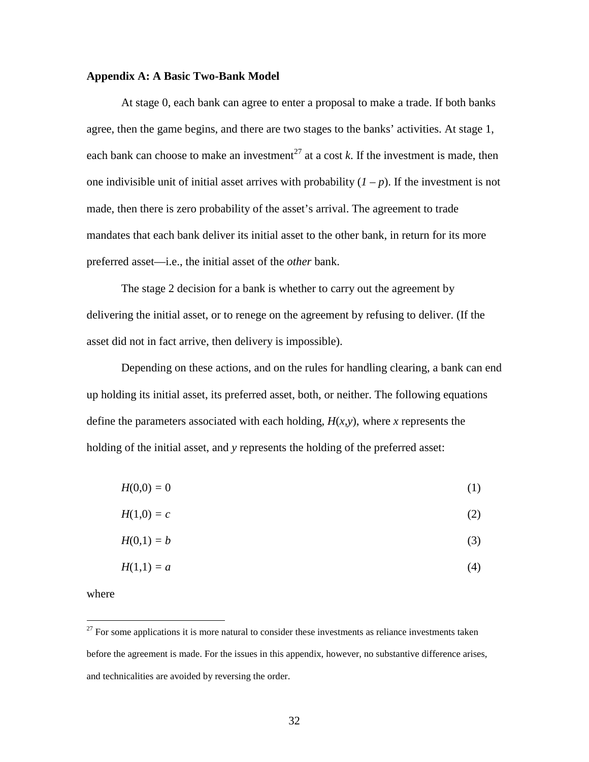**Appendix A: A Basic Two-Bank Model**

At stage 0, each bank can agree to enter a proposal to make a trade. If both banks agree, then the game begins, and there are two stages to the banks' activities. At stage 1, each bank can choose to make an investment[27] at a cost $k$. If the investment is made, then one indivisible unit of initial asset arrives with probability $(1 - p)$. If the investment is not made, then there is zero probability of the asset's arrival. The agreement to trade mandates that each bank deliver its initial asset to the other bank, in return for its more preferred asset—i.e., the initial asset of the *other* bank.

The stage 2 decision for a bank is whether to carry out the agreement by delivering the initial asset, or to renege on the agreement by refusing to deliver. (If the asset did not in fact arrive, then delivery is impossible).

Depending on these actions, and on the rules for handling clearing, a bank can end up holding its initial asset, its preferred asset, both, or neither. The following equations define the parameters associated with each holding, $H(x,y)$, where $x$ represents the holding of the initial asset, and $y$ represents the holding of the preferred asset:

$$H(0,0) = 0 \tag{1}$$

$$H(1,0) = c \tag{2}$$

$$H(0,1) = b \tag{3}$$

$$H(1,1) = a \tag{4}$$

where

[27] For some applications it is more natural to consider these investments as reliance investments taken before the agreement is made. For the issues in this appendix, however, no substantive difference arises, and technicalities are avoided by reversing the order.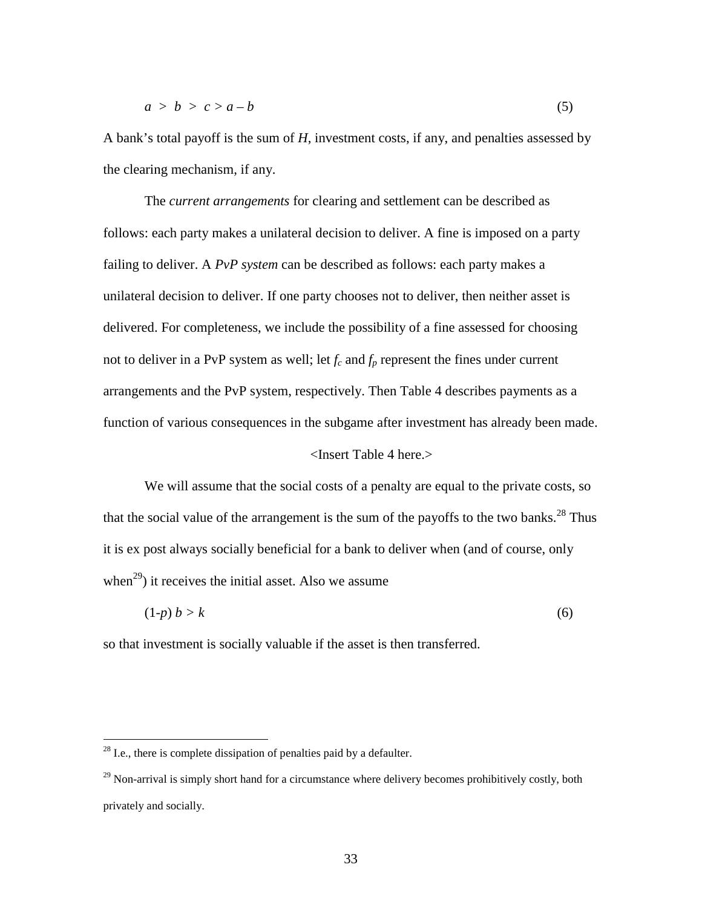$$a > b > c > a - b \tag{5}$$

A bank's total payoff is the sum of $H$, investment costs, if any, and penalties assessed by the clearing mechanism, if any.

The *current arrangements* for clearing and settlement can be described as follows: each party makes a unilateral decision to deliver. A fine is imposed on a party failing to deliver. A *PvP system* can be described as follows: each party makes a unilateral decision to deliver. If one party chooses not to deliver, then neither asset is delivered. For completeness, we include the possibility of a fine assessed for choosing not to deliver in a PvP system as well; let $f_c$ and $f_p$ represent the fines under current arrangements and the PvP system, respectively. Then Table 4 describes payments as a function of various consequences in the subgame after investment has already been made.

<Insert Table 4 here.>

We will assume that the social costs of a penalty are equal to the private costs, so that the social value of the arrangement is the sum of the payoffs to the two banks.[28] Thus it is ex post always socially beneficial for a bank to deliver when (and of course, only when[29]) it receives the initial asset. Also we assume

$$(1\text{-}p)\, b > k \tag{6}$$

so that investment is socially valuable if the asset is then transferred.

---

[28] I.e., there is complete dissipation of penalties paid by a defaulter.

[29] Non-arrival is simply short hand for a circumstance where delivery becomes prohibitively costly, both privately and socially.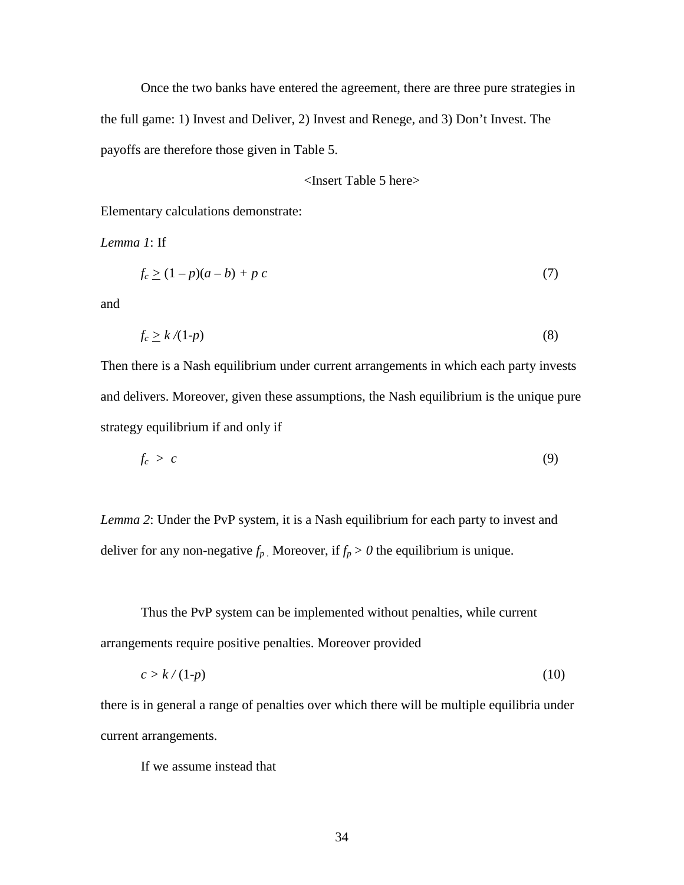Once the two banks have entered the agreement, there are three pure strategies in the full game: 1) Invest and Deliver, 2) Invest and Renege, and 3) Don't Invest. The payoffs are therefore those given in Table 5.

<Insert Table 5 here>

Elementary calculations demonstrate:

*Lemma 1*: If

$$f_c \geq (1 - p)(a - b) + p\, c \tag{7}$$

and

$$f_c \geq k / (1-p) \tag{8}$$

Then there is a Nash equilibrium under current arrangements in which each party invests and delivers. Moreover, given these assumptions, the Nash equilibrium is the unique pure strategy equilibrium if and only if

$$f_c > c \tag{9}$$

*Lemma 2*: Under the PvP system, it is a Nash equilibrium for each party to invest and deliver for any non-negative $f_p$. Moreover, if $f_p > 0$ the equilibrium is unique.

Thus the PvP system can be implemented without penalties, while current arrangements require positive penalties. Moreover provided

$$c > k / (1-p) \tag{10}$$

there is in general a range of penalties over which there will be multiple equilibria under current arrangements.

If we assume instead that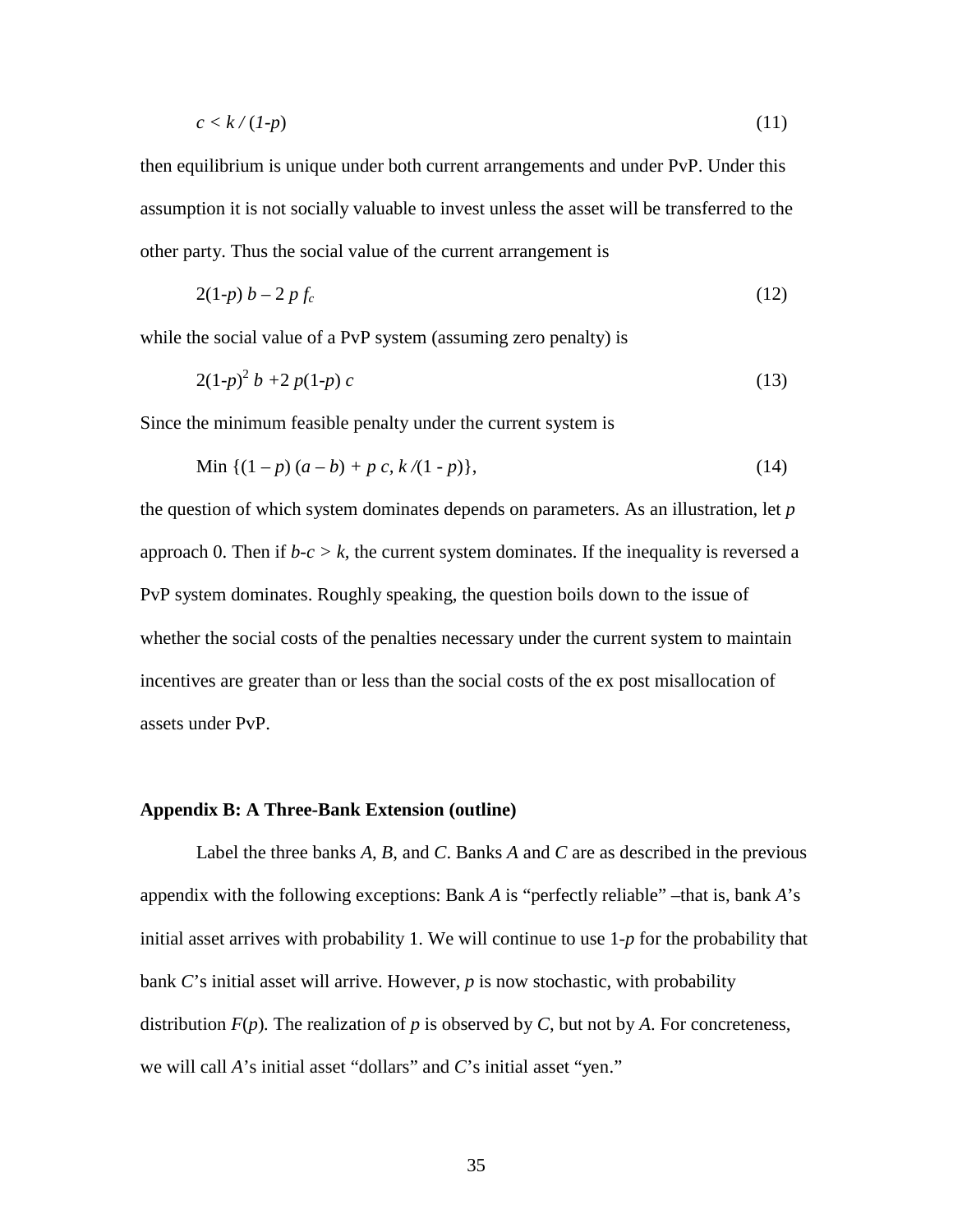$$c < k\,/\,(1\text{-}p) \tag{11}$$

then equilibrium is unique under both current arrangements and under PvP. Under this assumption it is not socially valuable to invest unless the asset will be transferred to the other party. Thus the social value of the current arrangement is

$$2(1\text{-}p)\,b - 2\,p\,f_c \tag{12}$$

while the social value of a PvP system (assuming zero penalty) is

$$2(1\text{-}p)^2\,b + 2\,p(1\text{-}p)\,c \tag{13}$$

Since the minimum feasible penalty under the current system is

$$\text{Min}\ \{(1 - p)\,(a - b) + p\,c,\ k\,/(1 - p)\}, \tag{14}$$

the question of which system dominates depends on parameters. As an illustration, let $p$ approach 0. Then if $b\text{-}c > k$, the current system dominates. If the inequality is reversed a PvP system dominates. Roughly speaking, the question boils down to the issue of whether the social costs of the penalties necessary under the current system to maintain incentives are greater than or less than the social costs of the ex post misallocation of assets under PvP.

**Appendix B: A Three-Bank Extension (outline)**

Label the three banks $A$, $B$, and $C$. Banks $A$ and $C$ are as described in the previous appendix with the following exceptions: Bank $A$ is "perfectly reliable" –that is, bank $A$'s initial asset arrives with probability 1. We will continue to use 1-$p$ for the probability that bank $C$'s initial asset will arrive. However, $p$ is now stochastic, with probability distribution $F(p)$. The realization of $p$ is observed by $C$, but not by $A$. For concreteness, we will call $A$'s initial asset "dollars" and $C$'s initial asset "yen."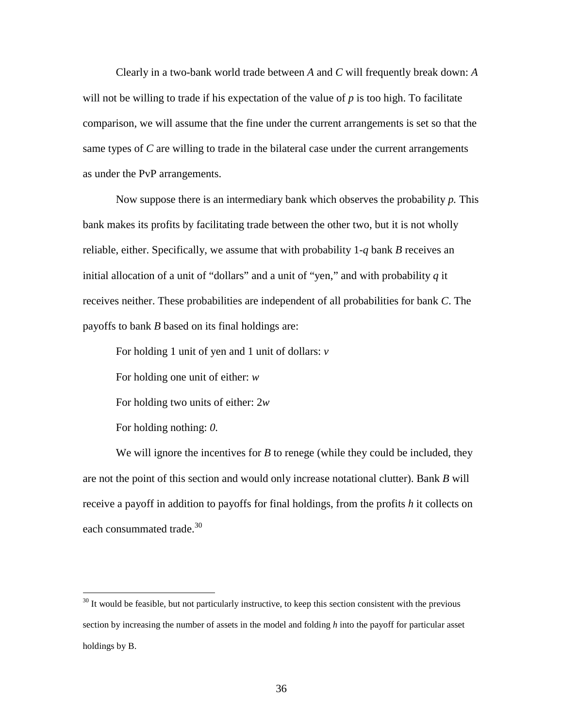Clearly in a two-bank world trade between $A$ and $C$ will frequently break down: $A$ will not be willing to trade if his expectation of the value of $p$ is too high. To facilitate comparison, we will assume that the fine under the current arrangements is set so that the same types of $C$ are willing to trade in the bilateral case under the current arrangements as under the PvP arrangements.

Now suppose there is an intermediary bank which observes the probability $p$. This bank makes its profits by facilitating trade between the other two, but it is not wholly reliable, either. Specifically, we assume that with probability $1$-$q$ bank $B$ receives an initial allocation of a unit of "dollars" and a unit of "yen," and with probability $q$ it receives neither. These probabilities are independent of all probabilities for bank $C$. The payoffs to bank $B$ based on its final holdings are:

For holding 1 unit of yen and 1 unit of dollars: $v$

For holding one unit of either: $w$

For holding two units of either: $2w$

For holding nothing: $0$.

We will ignore the incentives for $B$ to renege (while they could be included, they are not the point of this section and would only increase notational clutter). Bank $B$ will receive a payoff in addition to payoffs for final holdings, from the profits $h$ it collects on each consummated trade.[30]

[30] It would be feasible, but not particularly instructive, to keep this section consistent with the previous section by increasing the number of assets in the model and folding $h$ into the payoff for particular asset holdings by B.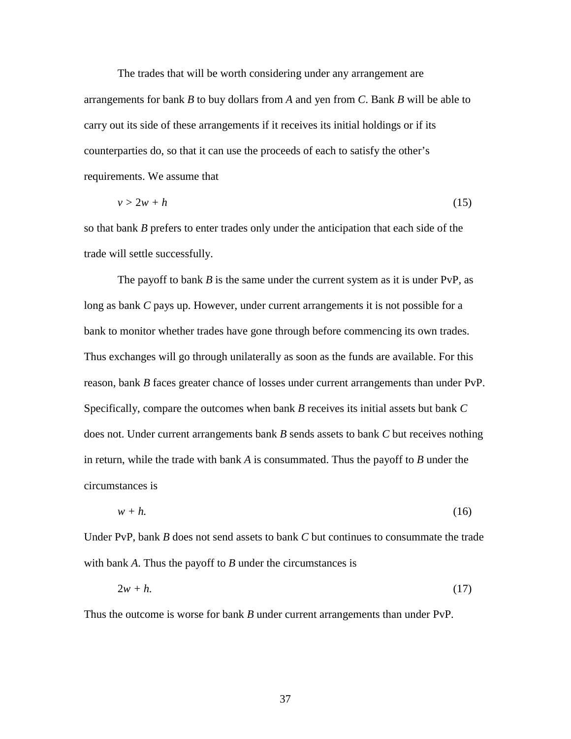The trades that will be worth considering under any arrangement are arrangements for bank $B$ to buy dollars from $A$ and yen from $C$. Bank $B$ will be able to carry out its side of these arrangements if it receives its initial holdings or if its counterparties do, so that it can use the proceeds of each to satisfy the other's requirements. We assume that

$$v > 2w + h \tag{15}$$

so that bank $B$ prefers to enter trades only under the anticipation that each side of the trade will settle successfully.

The payoff to bank $B$ is the same under the current system as it is under PvP, as long as bank $C$ pays up. However, under current arrangements it is not possible for a bank to monitor whether trades have gone through before commencing its own trades. Thus exchanges will go through unilaterally as soon as the funds are available. For this reason, bank $B$ faces greater chance of losses under current arrangements than under PvP. Specifically, compare the outcomes when bank $B$ receives its initial assets but bank $C$ does not. Under current arrangements bank $B$ sends assets to bank $C$ but receives nothing in return, while the trade with bank $A$ is consummated. Thus the payoff to $B$ under the circumstances is

$$w + h. \tag{16}$$

Under PvP, bank $B$ does not send assets to bank $C$ but continues to consummate the trade with bank $A$. Thus the payoff to $B$ under the circumstances is

$$2w + h. \tag{17}$$

Thus the outcome is worse for bank $B$ under current arrangements than under PvP.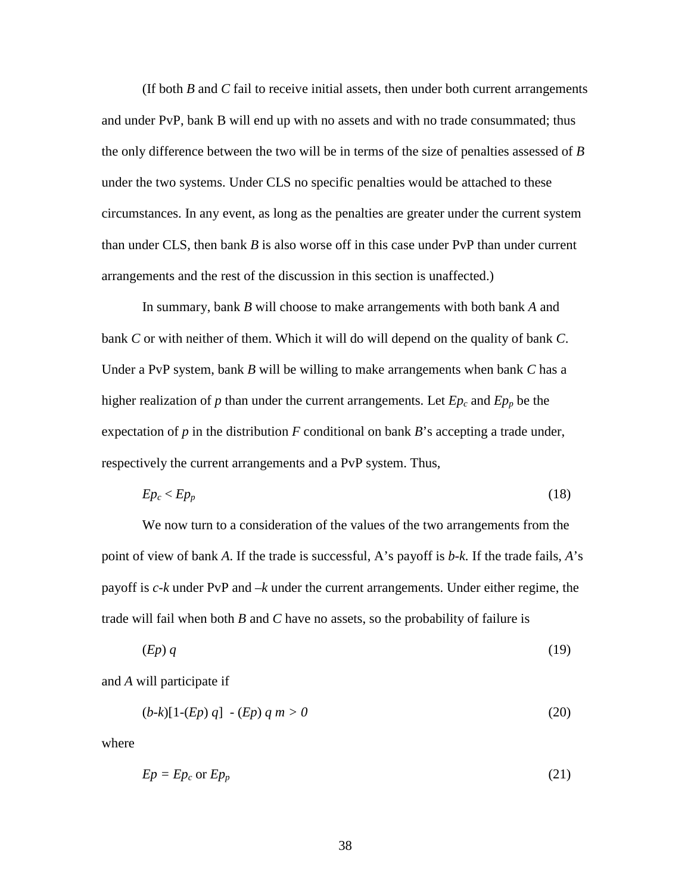(If both $B$ and $C$ fail to receive initial assets, then under both current arrangements and under PvP, bank B will end up with no assets and with no trade consummated; thus the only difference between the two will be in terms of the size of penalties assessed of $B$ under the two systems. Under CLS no specific penalties would be attached to these circumstances. In any event, as long as the penalties are greater under the current system than under CLS, then bank $B$ is also worse off in this case under PvP than under current arrangements and the rest of the discussion in this section is unaffected.)

In summary, bank $B$ will choose to make arrangements with both bank $A$ and bank $C$ or with neither of them. Which it will do will depend on the quality of bank $C$. Under a PvP system, bank $B$ will be willing to make arrangements when bank $C$ has a higher realization of $p$ than under the current arrangements. Let $Ep_c$ and $Ep_p$ be the expectation of $p$ in the distribution $F$ conditional on bank $B$'s accepting a trade under, respectively the current arrangements and a PvP system. Thus,

$$Ep_c < Ep_p \tag{18}$$

We now turn to a consideration of the values of the two arrangements from the point of view of bank $A$. If the trade is successful, A's payoff is $b$-$k$. If the trade fails, $A$'s payoff is $c$-$k$ under PvP and $-k$ under the current arrangements. Under either regime, the trade will fail when both $B$ and $C$ have no assets, so the probability of failure is

$$(Ep)\, q \tag{19}$$

and $A$ will participate if

$$(b-k)[1-(Ep)\, q] \; - (Ep)\, q\, m > 0 \tag{20}$$

where

$$Ep = Ep_c \text{ or } Ep_p \tag{21}$$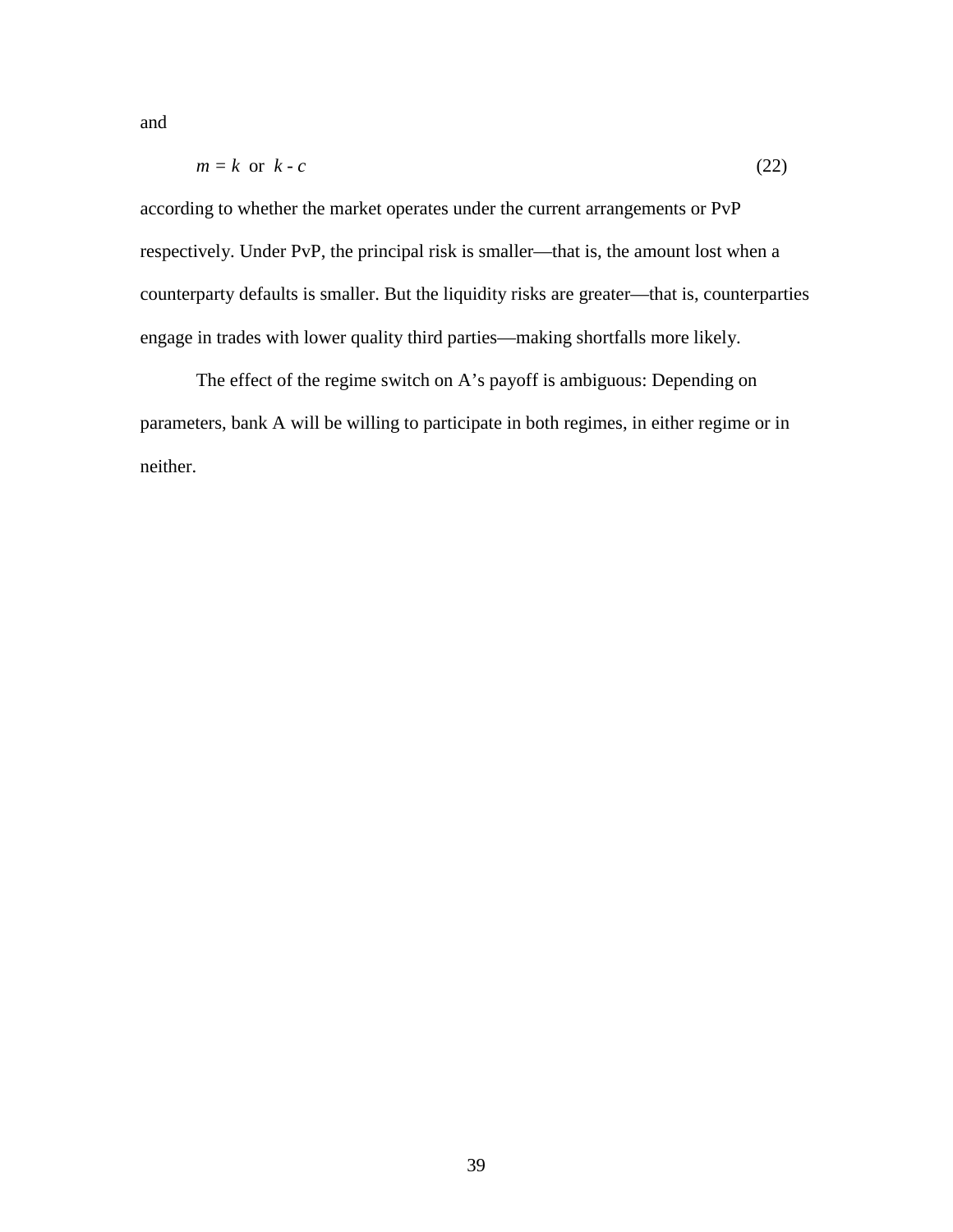and

$$m = k \text{ or } k - c \tag{22}$$

according to whether the market operates under the current arrangements or PvP respectively. Under PvP, the principal risk is smaller—that is, the amount lost when a counterparty defaults is smaller. But the liquidity risks are greater—that is, counterparties engage in trades with lower quality third parties—making shortfalls more likely.

The effect of the regime switch on A's payoff is ambiguous: Depending on parameters, bank A will be willing to participate in both regimes, in either regime or in neither.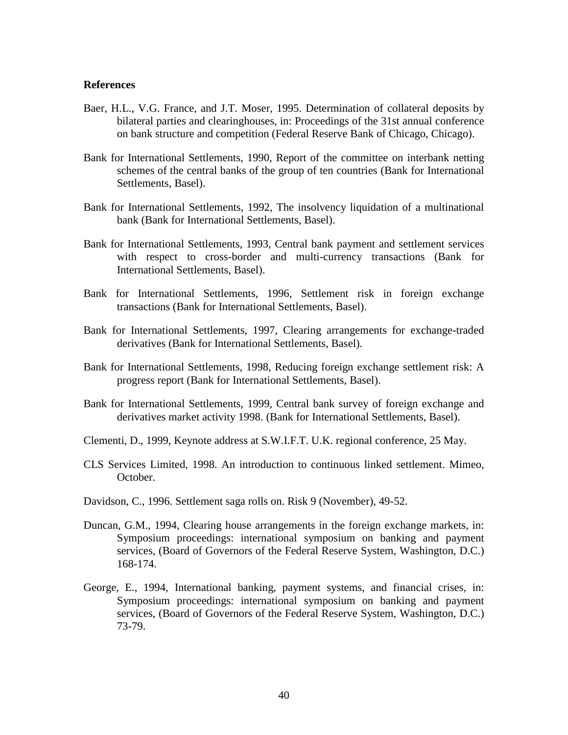## References

Baer, H.L., V.G. France, and J.T. Moser, 1995. Determination of collateral deposits by bilateral parties and clearinghouses, in: Proceedings of the 31st annual conference on bank structure and competition (Federal Reserve Bank of Chicago, Chicago).

Bank for International Settlements, 1990, Report of the committee on interbank netting schemes of the central banks of the group of ten countries (Bank for International Settlements, Basel).

Bank for International Settlements, 1992, The insolvency liquidation of a multinational bank (Bank for International Settlements, Basel).

Bank for International Settlements, 1993, Central bank payment and settlement services with respect to cross-border and multi-currency transactions (Bank for International Settlements, Basel).

Bank for International Settlements, 1996, Settlement risk in foreign exchange transactions (Bank for International Settlements, Basel).

Bank for International Settlements, 1997, Clearing arrangements for exchange-traded derivatives (Bank for International Settlements, Basel).

Bank for International Settlements, 1998, Reducing foreign exchange settlement risk: A progress report (Bank for International Settlements, Basel).

Bank for International Settlements, 1999, Central bank survey of foreign exchange and derivatives market activity 1998. (Bank for International Settlements, Basel).

Clementi, D., 1999, Keynote address at S.W.I.F.T. U.K. regional conference, 25 May.

CLS Services Limited, 1998. An introduction to continuous linked settlement. Mimeo, October.

Davidson, C., 1996. Settlement saga rolls on. Risk 9 (November), 49-52.

Duncan, G.M., 1994, Clearing house arrangements in the foreign exchange markets, in: Symposium proceedings: international symposium on banking and payment services, (Board of Governors of the Federal Reserve System, Washington, D.C.) 168-174.

George, E., 1994, International banking, payment systems, and financial crises, in: Symposium proceedings: international symposium on banking and payment services, (Board of Governors of the Federal Reserve System, Washington, D.C.) 73-79.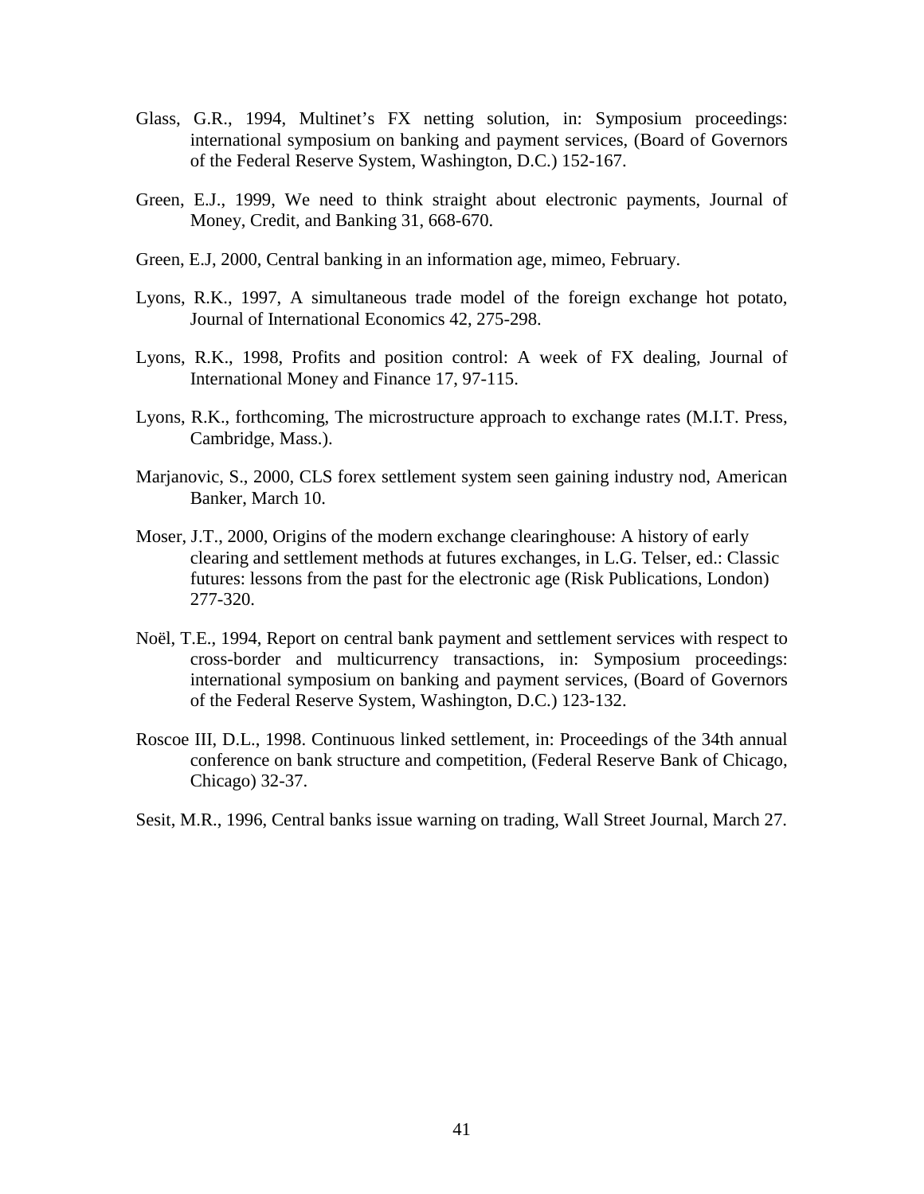Glass, G.R., 1994, Multinet's FX netting solution, in: Symposium proceedings: international symposium on banking and payment services, (Board of Governors of the Federal Reserve System, Washington, D.C.) 152-167.

Green, E.J., 1999, We need to think straight about electronic payments, Journal of Money, Credit, and Banking 31, 668-670.

Green, E.J, 2000, Central banking in an information age, mimeo, February.

Lyons, R.K., 1997, A simultaneous trade model of the foreign exchange hot potato, Journal of International Economics 42, 275-298.

Lyons, R.K., 1998, Profits and position control: A week of FX dealing, Journal of International Money and Finance 17, 97-115.

Lyons, R.K., forthcoming, The microstructure approach to exchange rates (M.I.T. Press, Cambridge, Mass.).

Marjanovic, S., 2000, CLS forex settlement system seen gaining industry nod, American Banker, March 10.

Moser, J.T., 2000, Origins of the modern exchange clearinghouse: A history of early clearing and settlement methods at futures exchanges, in L.G. Telser, ed.: Classic futures: lessons from the past for the electronic age (Risk Publications, London) 277-320.

Noël, T.E., 1994, Report on central bank payment and settlement services with respect to cross-border and multicurrency transactions, in: Symposium proceedings: international symposium on banking and payment services, (Board of Governors of the Federal Reserve System, Washington, D.C.) 123-132.

Roscoe III, D.L., 1998. Continuous linked settlement, in: Proceedings of the 34th annual conference on bank structure and competition, (Federal Reserve Bank of Chicago, Chicago) 32-37.

Sesit, M.R., 1996, Central banks issue warning on trading, Wall Street Journal, March 27.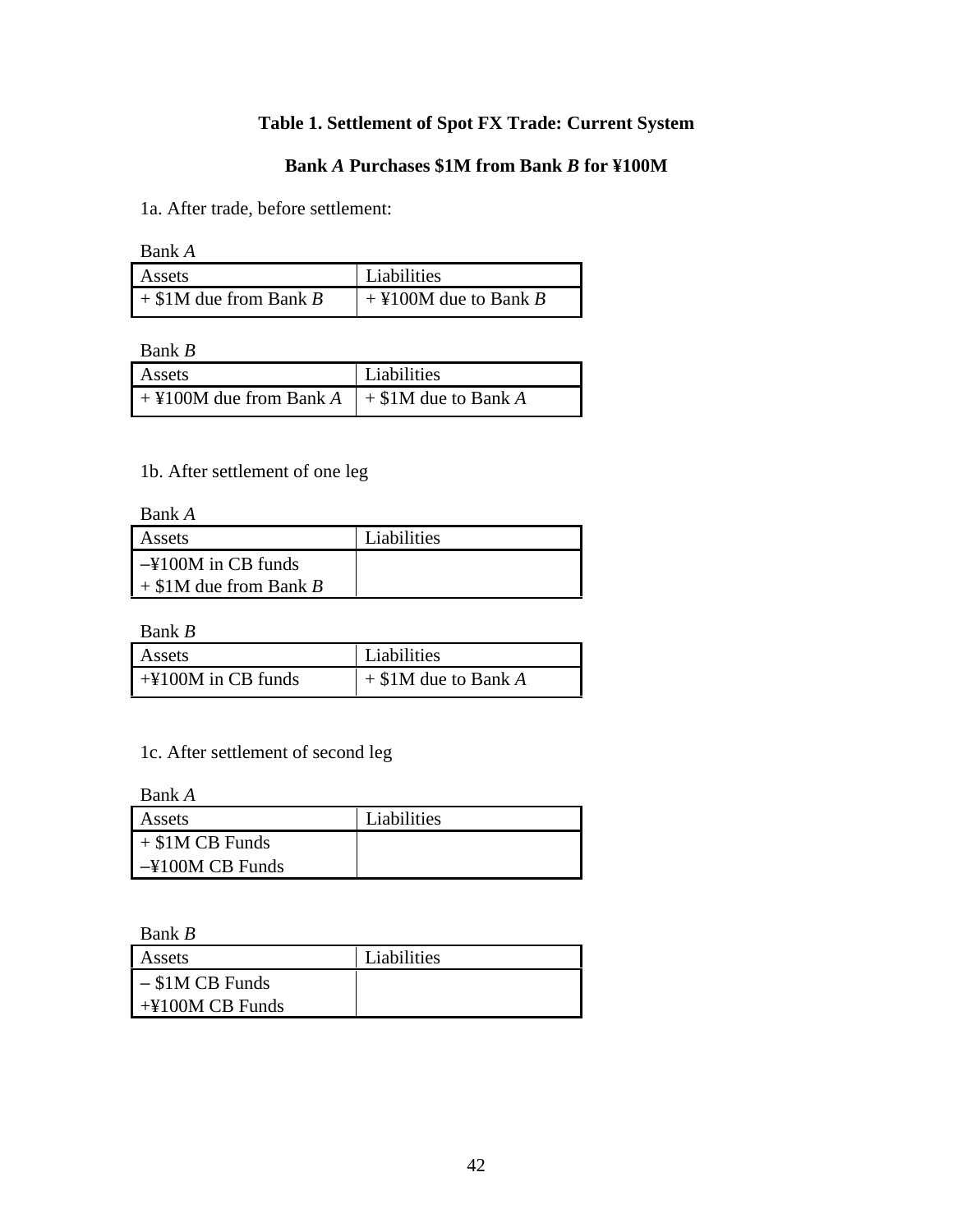**Table 1. Settlement of Spot FX Trade: Current System**

**Bank *A* Purchases \$1M from Bank *B* for ¥100M**

1a. After trade, before settlement:

Bank *A*

| Assets | Liabilities |
|---|---|
| + \$1M due from Bank *B* | + ¥100M due to Bank *B* |

Bank *B*

| Assets | Liabilities |
|---|---|
| + ¥100M due from Bank *A* | + \$1M due to Bank *A* |

1b. After settlement of one leg

Bank *A*

| Assets | Liabilities |
|---|---|
| –¥100M in CB funds<br>+ \$1M due from Bank *B* | |

Bank *B*

| Assets | Liabilities |
|---|---|
| +¥100M in CB funds | + \$1M due to Bank *A* |

1c. After settlement of second leg

Bank *A*

| Assets | Liabilities |
|---|---|
| + \$1M CB Funds<br>–¥100M CB Funds | |

Bank *B*

| Assets | Liabilities |
|---|---|
| – \$1M CB Funds<br>+¥100M CB Funds | |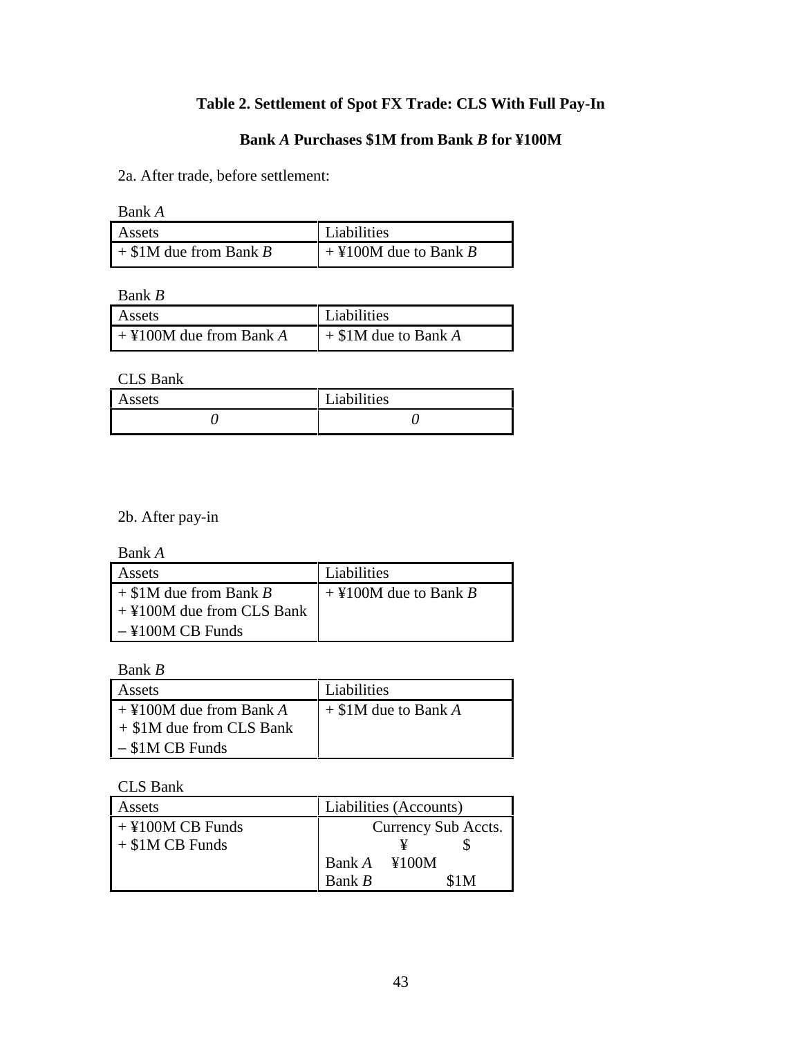**Table 2. Settlement of Spot FX Trade: CLS With Full Pay-In**

**Bank *A* Purchases \$1M from Bank *B* for ¥100M**

2a. After trade, before settlement:

Bank *A*

| Assets | Liabilities |
|---|---|
| + \$1M due from Bank *B* | + ¥100M due to Bank *B* |

Bank *B*

| Assets | Liabilities |
|---|---|
| + ¥100M due from Bank *A* | + \$1M due to Bank *A* |

CLS Bank

| Assets | Liabilities |
|---|---|
| *0* | *0* |

2b. After pay-in

Bank *A*

| Assets | Liabilities |
|---|---|
| + \$1M due from Bank *B*<br>+ ¥100M due from CLS Bank<br>– ¥100M CB Funds | + ¥100M due to Bank *B* |

Bank *B*

| Assets | Liabilities |
|---|---|
| + ¥100M due from Bank *A*<br>+ \$1M due from CLS Bank<br>– \$1M CB Funds | + \$1M due to Bank *A* |

CLS Bank

| Assets | Liabilities (Accounts) | | |
|---|---|---|---|
| | Currency Sub Accts. | | |
| + ¥100M CB Funds | | ¥ | \$ |
| + \$1M CB Funds | Bank *A* | ¥100M | |
| | Bank *B* | | \$1M |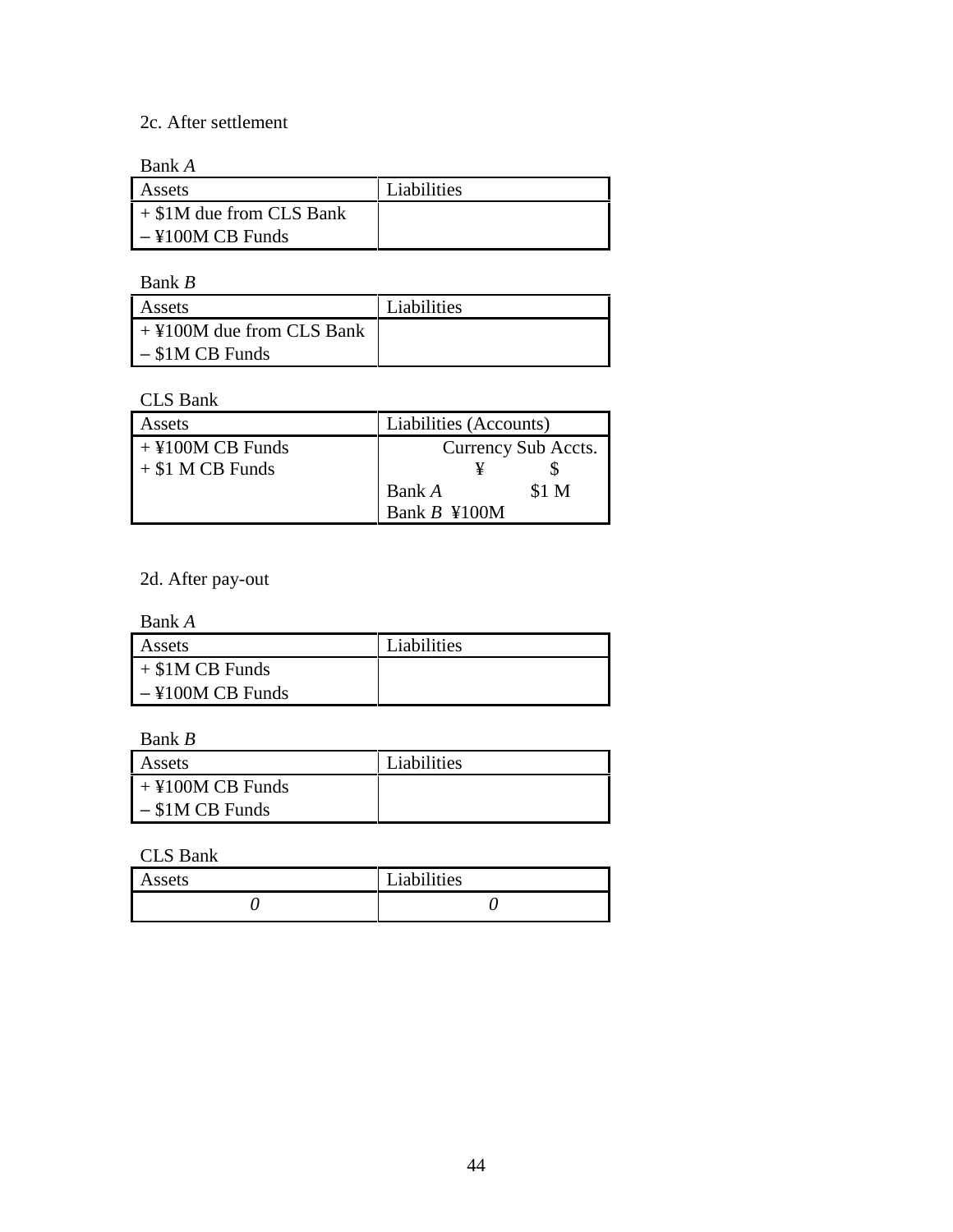2c. After settlement

Bank *A*

| Assets | Liabilities |
|---|---|
| + \$1M due from CLS Bank<br>– ¥100M CB Funds | |

Bank *B*

| Assets | Liabilities |
|---|---|
| + ¥100M due from CLS Bank<br>– \$1M CB Funds | |

CLS Bank

| Assets | Liabilities (Accounts) | | |
|---|---|---|---|
| | Currency Sub Accts. | | |
| | | ¥ | \$ |
| + ¥100M CB Funds | Bank *A* | | \$1 M |
| + \$1 M CB Funds | Bank *B* | ¥100M | |

2d. After pay-out

Bank *A*

| Assets | Liabilities |
|---|---|
| + \$1M CB Funds<br>– ¥100M CB Funds | |

Bank *B*

| Assets | Liabilities |
|---|---|
| + ¥100M CB Funds<br>– \$1M CB Funds | |

CLS Bank

| Assets | Liabilities |
|---|---|
| *0* | *0* |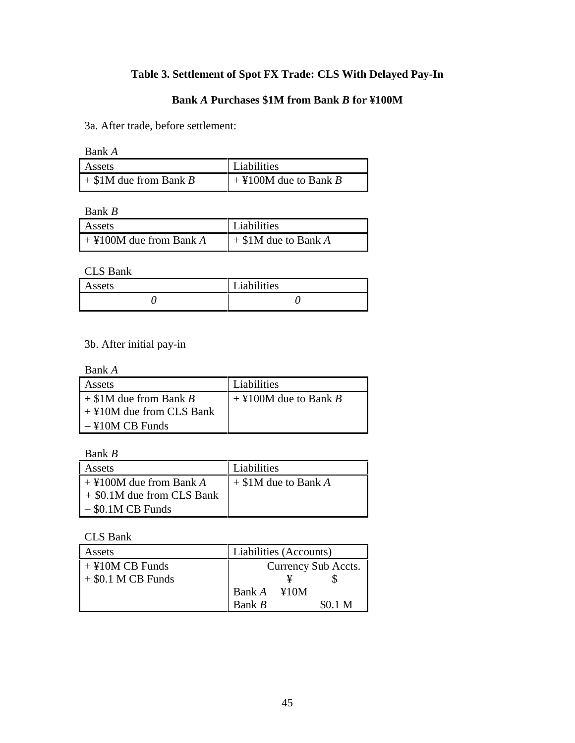**Table 3. Settlement of Spot FX Trade: CLS With Delayed Pay-In**

**Bank *A* Purchases \$1M from Bank *B* for ¥100M**

3a. After trade, before settlement:

Bank *A*

| Assets | Liabilities |
|---|---|
| + \$1M due from Bank *B* | + ¥100M due to Bank *B* |

Bank *B*

| Assets | Liabilities |
|---|---|
| + ¥100M due from Bank *A* | + \$1M due to Bank *A* |

CLS Bank

| Assets | Liabilities |
|---|---|
| *0* | *0* |

3b. After initial pay-in

Bank *A*

| Assets | Liabilities |
|---|---|
| + \$1M due from Bank *B*<br>+ ¥10M due from CLS Bank<br>– ¥10M CB Funds | + ¥100M due to Bank *B* |

Bank *B*

| Assets | Liabilities |
|---|---|
| + ¥100M due from Bank *A*<br>+ \$0.1M due from CLS Bank<br>– \$0.1M CB Funds | + \$1M due to Bank *A* |

CLS Bank

| Assets | Liabilities (Accounts) | | |
|---|---|---|---|
| | | Currency Sub Accts. | |
| | | ¥ | \$ |
| + ¥10M CB Funds | Bank *A* | ¥10M | |
| + \$0.1 M CB Funds | Bank *B* | | \$0.1 M |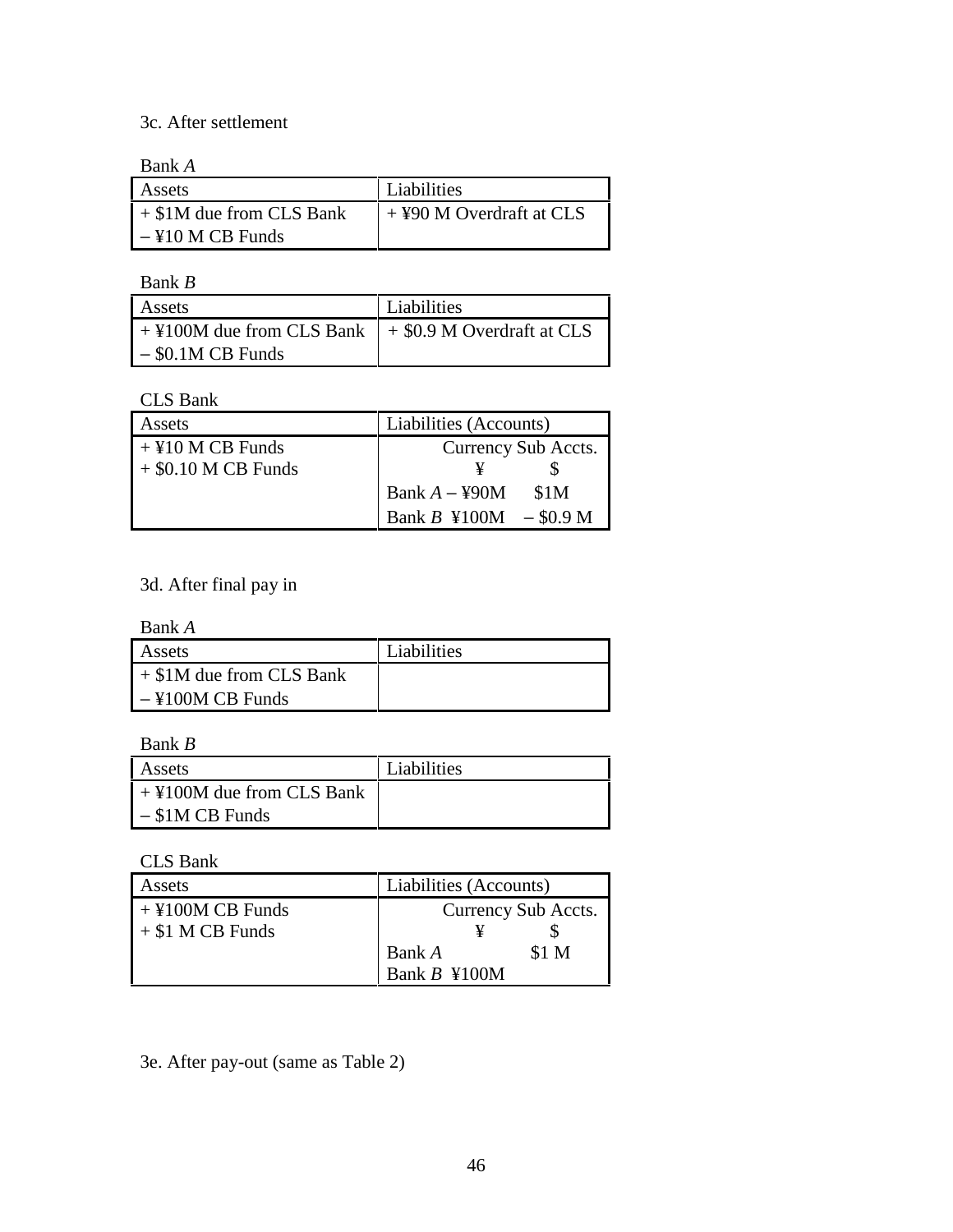3c. After settlement

Bank *A*

| Assets | Liabilities |
|---|---|
| + \$1M due from CLS Bank<br>– ¥10 M CB Funds | + ¥90 M Overdraft at CLS |

Bank *B*

| Assets | Liabilities |
|---|---|
| + ¥100M due from CLS Bank<br>– \$0.1M CB Funds | + \$0.9 M Overdraft at CLS |

CLS Bank

| Assets | Liabilities (Accounts) | | |
|---|---|---|---|
| + ¥10 M CB Funds<br>+ \$0.10 M CB Funds | Currency Sub Accts. | | |
| | | ¥ | \$ |
| | Bank *A* | – ¥90M | \$1M |
| | Bank *B* | ¥100M | – \$0.9 M |

3d. After final pay in

Bank *A*

| Assets | Liabilities |
|---|---|
| + \$1M due from CLS Bank<br>– ¥100M CB Funds | |

Bank *B*

| Assets | Liabilities |
|---|---|
| + ¥100M due from CLS Bank<br>– \$1M CB Funds | |

CLS Bank

| Assets | Liabilities (Accounts) | | |
|---|---|---|---|
| + ¥100M CB Funds<br>+ \$1 M CB Funds | Currency Sub Accts. | | |
| | | ¥ | \$ |
| | Bank *A* | | \$1 M |
| | Bank *B* | ¥100M | |

3e. After pay-out (same as Table 2)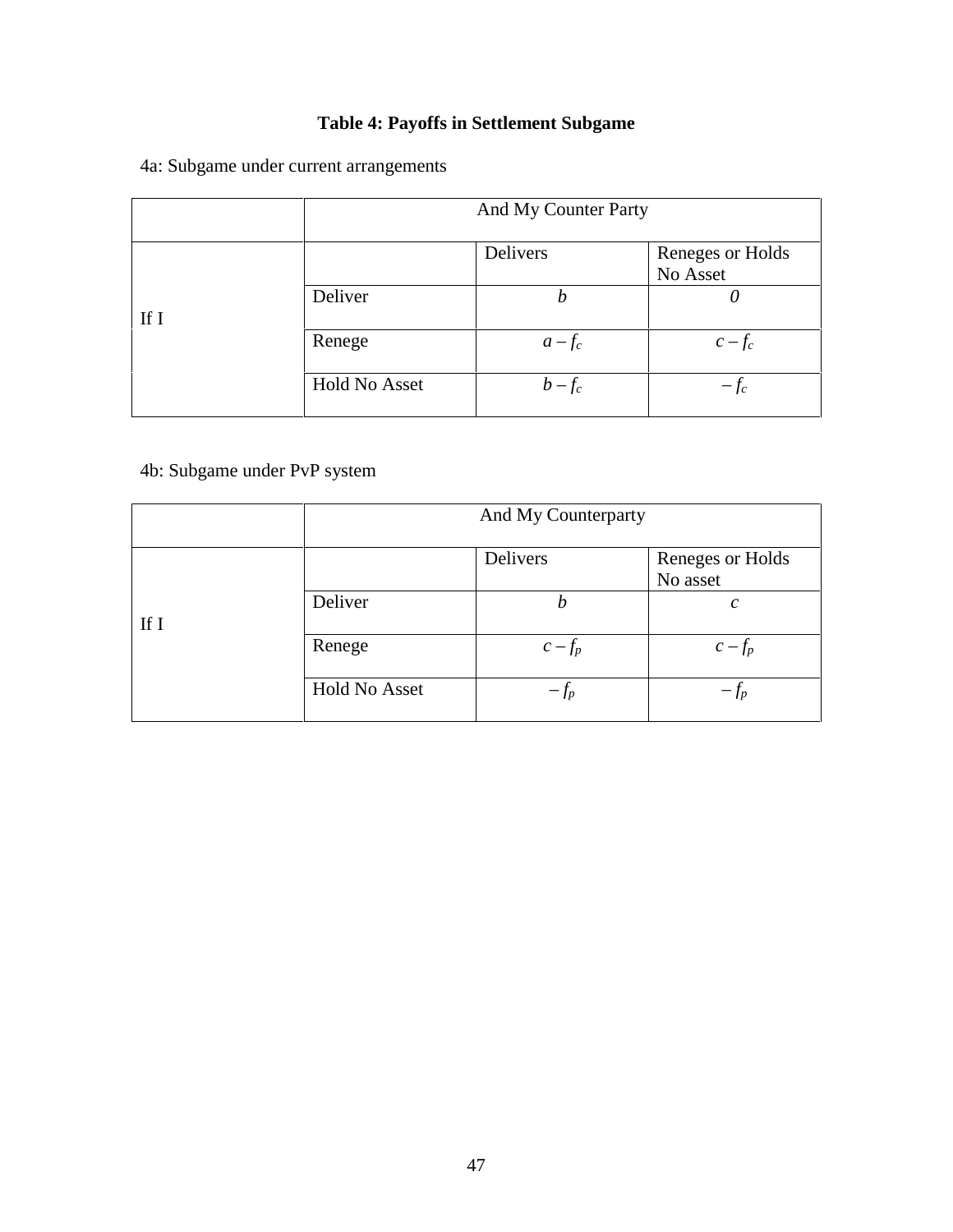**Table 4: Payoffs in Settlement Subgame**

4a: Subgame under current arrangements

| | And My Counter Party | | |
|---|---|---|---|
| | | Delivers | Reneges or Holds No Asset |
| If I | Deliver | $b$ | $0$ |
| | Renege | $a - f_c$ | $c - f_c$ |
| | Hold No Asset | $b - f_c$ | $-f_c$ |

4b: Subgame under PvP system

| | And My Counterparty | | |
|---|---|---|---|
| | | Delivers | Reneges or Holds No asset |
| If I | Deliver | $b$ | $c$ |
| | Renege | $c - f_p$ | $c - f_p$ |
| | Hold No Asset | $-f_p$ | $-f_p$ |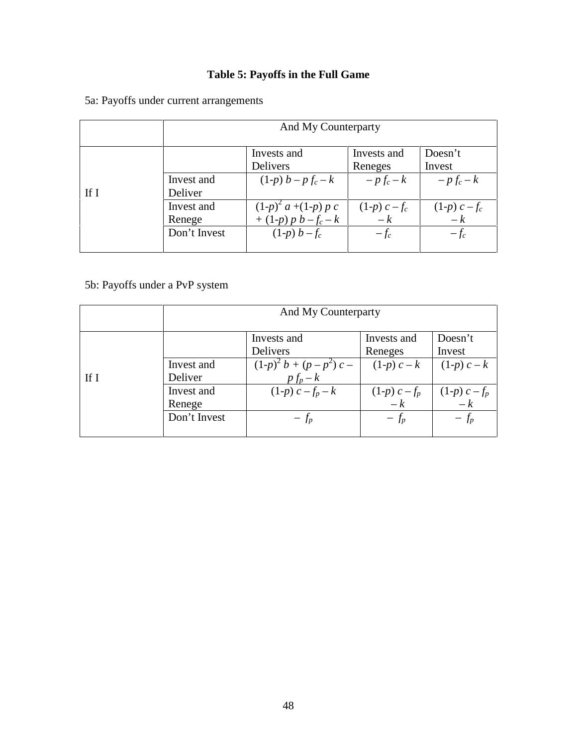**Table 5: Payoffs in the Full Game**

5a: Payoffs under current arrangements

| | | And My Counterparty | | |
|---|---|---|---|---|
| | | Invests and Delivers | Invests and Reneges | Doesn't Invest |
| If I | Invest and Deliver | $(1-p)\, b - p\, f_c - k$ | $-\, p\, f_c - k$ | $-\, p\, f_c - k$ |
| | Invest and Renege | $(1-p)^2\, a + (1-p)\, p\, c + (1-p)\, p\, b - f_c - k$ | $(1-p)\, c - f_c - k$ | $(1-p)\, c - f_c - k$ |
| | Don't Invest | $(1-p)\, b - f_c$ | $-\, f_c$ | $-\, f_c$ |

5b: Payoffs under a PvP system

| | | And My Counterparty | | |
|---|---|---|---|---|
| | | Invests and Delivers | Invests and Reneges | Doesn't Invest |
| If I | Invest and Deliver | $(1-p)^2\, b + (p - p^2)\, c - p\, f_p - k$ | $(1-p)\, c - k$ | $(1-p)\, c - k$ |
| | Invest and Renege | $(1-p)\, c - f_p - k$ | $(1-p)\, c - f_p - k$ | $(1-p)\, c - f_p - k$ |
| | Don't Invest | $-\, f_p$ | $-\, f_p$ | $-\, f_p$ |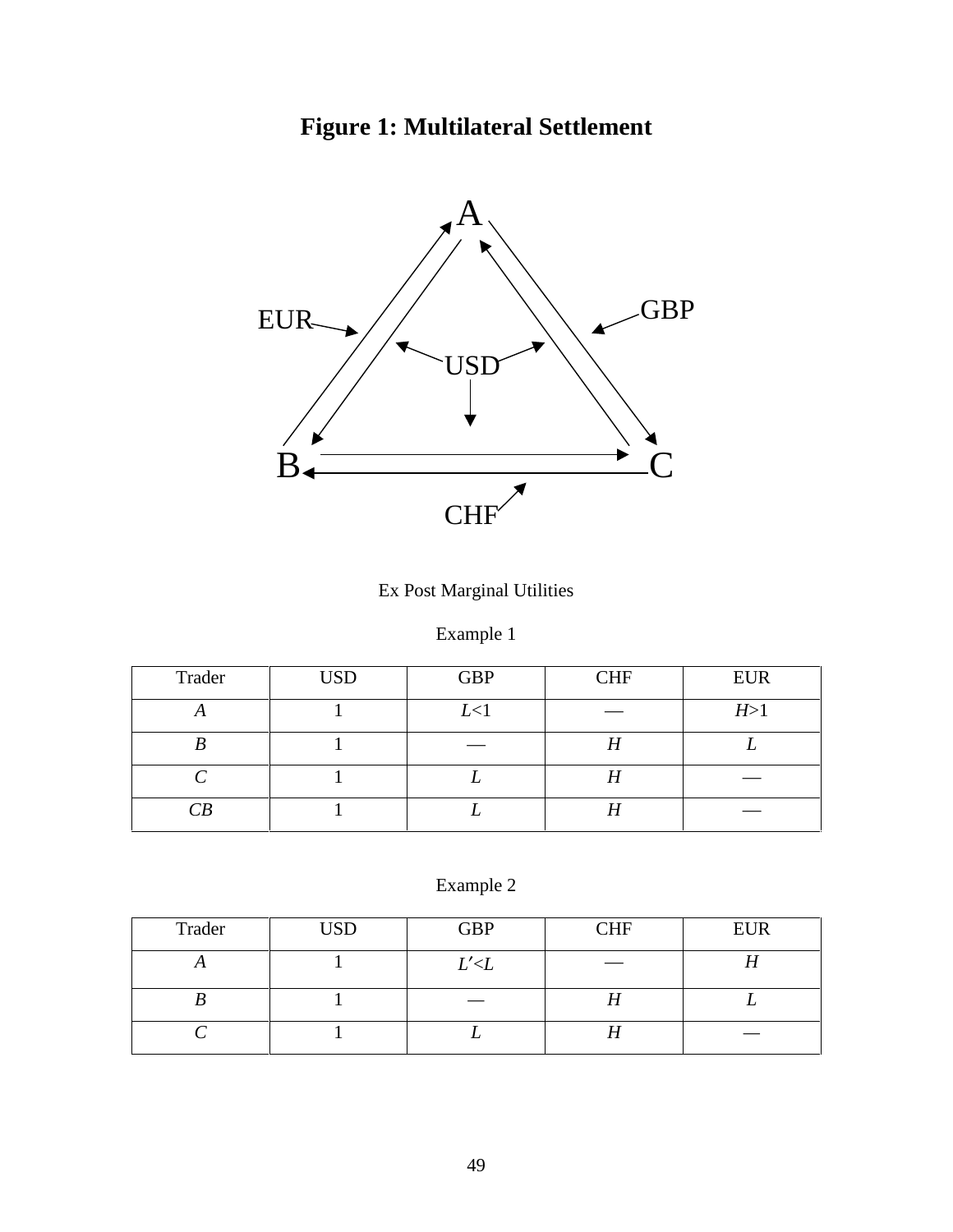# Figure 1: Multilateral Settlement

A

EUR

GBP

USD

B

C

CHF

Ex Post Marginal Utilities

Example 1

| Trader | USD | GBP | CHF | EUR |
|---|---|---|---|---|
| *A* | 1 | *L*<1 | — | *H*>1 |
| *B* | 1 | — | *H* | *L* |
| *C* | 1 | *L* | *H* | — |
| *CB* | 1 | *L* | *H* | — |

Example 2

| Trader | USD | GBP | CHF | EUR |
|---|---|---|---|---|
| *A* | 1 | *L′*<*L* | — | *H* |
| *B* | 1 | — | *H* | *L* |
| *C* | 1 | *L* | *H* | — |